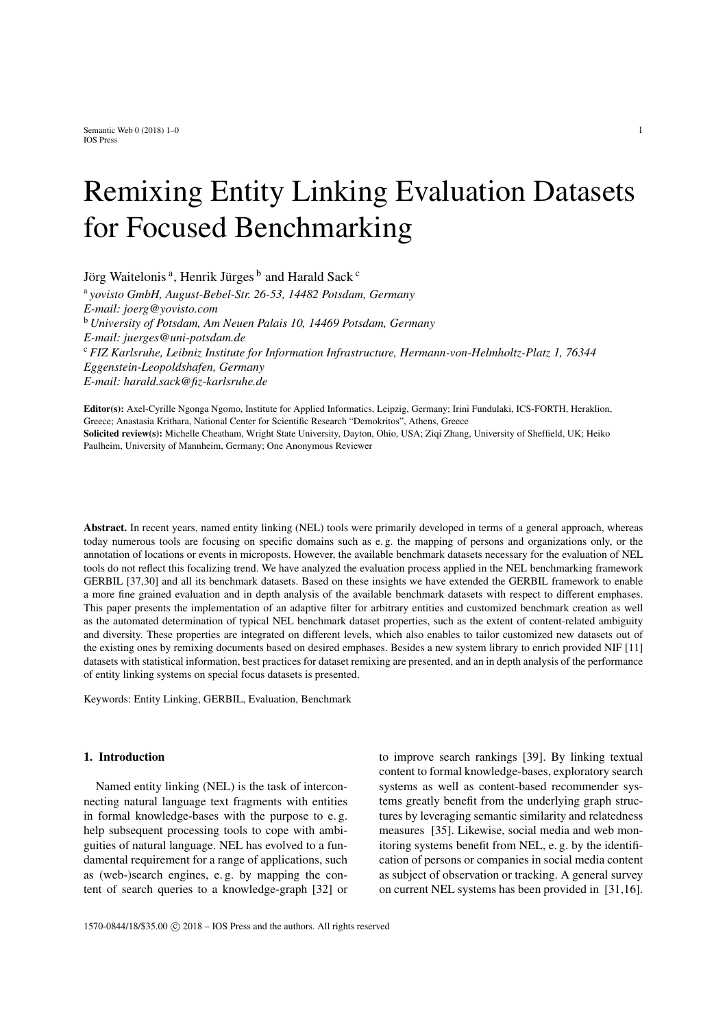# Remixing Entity Linking Evaluation Datasets for Focused Benchmarking

Jörg Waitelonis [a], Henrik Jürges [b] and Harald Sack [c]

[a] *yovisto GmbH, August-Bebel-Str. 26-53, 14482 Potsdam, Germany*
*E-mail: joerg@yovisto.com*

[b] *University of Potsdam, Am Neuen Palais 10, 14469 Potsdam, Germany*
*E-mail: juerges@uni-potsdam.de*

[c] *FIZ Karlsruhe, Leibniz Institute for Information Infrastructure, Hermann-von-Helmholtz-Platz 1, 76344 Eggenstein-Leopoldshafen, Germany*
*E-mail: harald.sack@fiz-karlsruhe.de*

**Editor(s):** Axel-Cyrille Ngonga Ngomo, Institute for Applied Informatics, Leipzig, Germany; Irini Fundulaki, ICS-FORTH, Heraklion, Greece; Anastasia Krithara, National Center for Scientific Research "Demokritos", Athens, Greece

**Solicited review(s):** Michelle Cheatham, Wright State University, Dayton, Ohio, USA; Ziqi Zhang, University of Sheffield, UK; Heiko Paulheim, University of Mannheim, Germany; One Anonymous Reviewer

**Abstract.** In recent years, named entity linking (NEL) tools were primarily developed in terms of a general approach, whereas today numerous tools are focusing on specific domains such as e. g. the mapping of persons and organizations only, or the annotation of locations or events in microposts. However, the available benchmark datasets necessary for the evaluation of NEL tools do not reflect this focalizing trend. We have analyzed the evaluation process applied in the NEL benchmarking framework GERBIL [37,30] and all its benchmark datasets. Based on these insights we have extended the GERBIL framework to enable a more fine grained evaluation and in depth analysis of the available benchmark datasets with respect to different emphases. This paper presents the implementation of an adaptive filter for arbitrary entities and customized benchmark creation as well as the automated determination of typical NEL benchmark dataset properties, such as the extent of content-related ambiguity and diversity. These properties are integrated on different levels, which also enables to tailor customized new datasets out of the existing ones by remixing documents based on desired emphases. Besides a new system library to enrich provided NIF [11] datasets with statistical information, best practices for dataset remixing are presented, and an in depth analysis of the performance of entity linking systems on special focus datasets is presented.

Keywords: Entity Linking, GERBIL, Evaluation, Benchmark

## 1. Introduction

Named entity linking (NEL) is the task of interconnecting natural language text fragments with entities in formal knowledge-bases with the purpose to e. g. help subsequent processing tools to cope with ambiguities of natural language. NEL has evolved to a fundamental requirement for a range of applications, such as (web-)search engines, e. g. by mapping the content of search queries to a knowledge-graph [32] or to improve search rankings [39]. By linking textual content to formal knowledge-bases, exploratory search systems as well as content-based recommender systems greatly benefit from the underlying graph structures by leveraging semantic similarity and relatedness measures [35]. Likewise, social media and web monitoring systems benefit from NEL, e. g. by the identification of persons or companies in social media content as subject of observation or tracking. A general survey on current NEL systems has been provided in [31,16].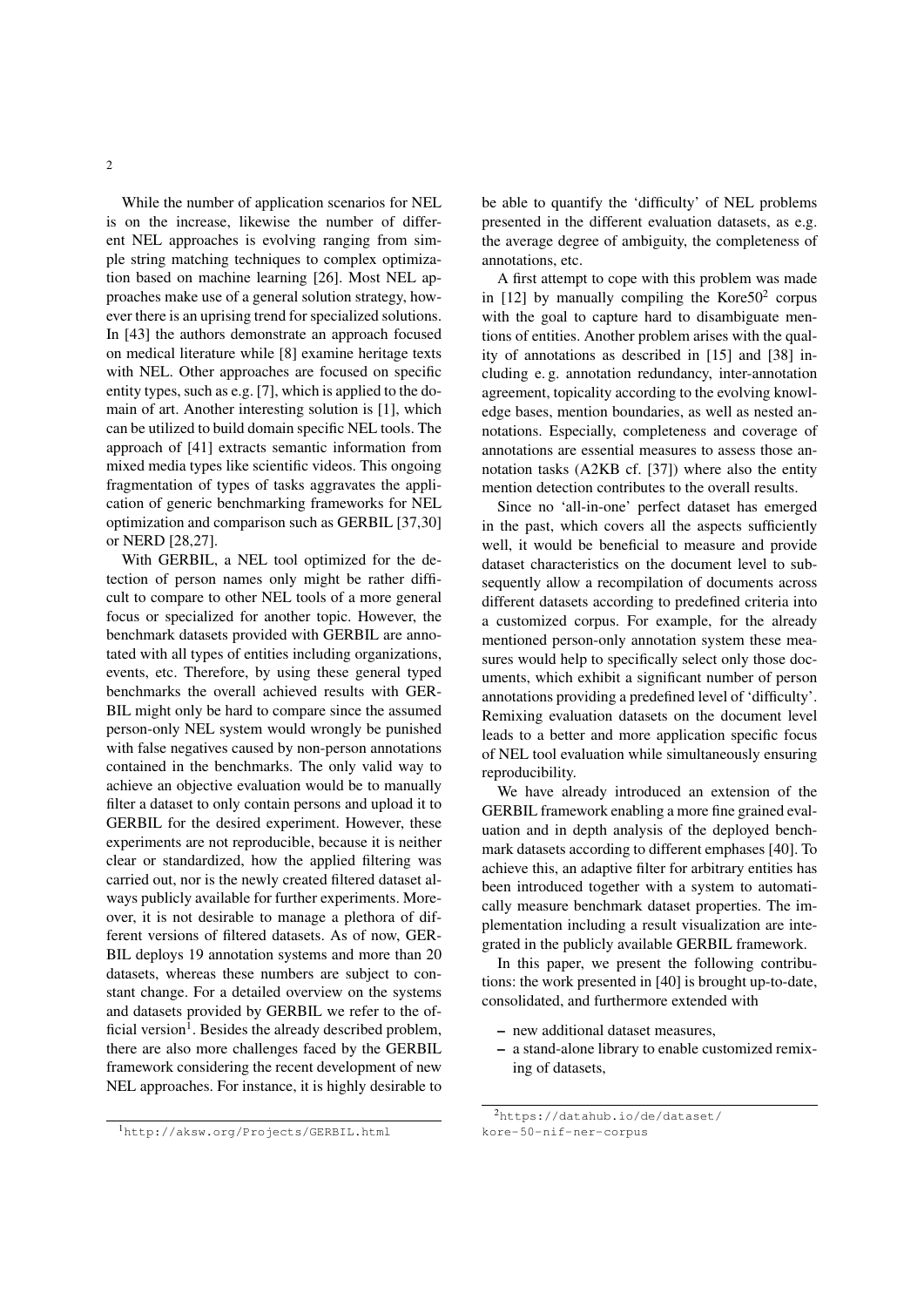While the number of application scenarios for NEL is on the increase, likewise the number of different NEL approaches is evolving ranging from simple string matching techniques to complex optimization based on machine learning [26]. Most NEL approaches make use of a general solution strategy, however there is an uprising trend for specialized solutions. In [43] the authors demonstrate an approach focused on medical literature while [8] examine heritage texts with NEL. Other approaches are focused on specific entity types, such as e.g. [7], which is applied to the domain of art. Another interesting solution is [1], which can be utilized to build domain specific NEL tools. The approach of [41] extracts semantic information from mixed media types like scientific videos. This ongoing fragmentation of types of tasks aggravates the application of generic benchmarking frameworks for NEL optimization and comparison such as GERBIL [37,30] or NERD [28,27].

With GERBIL, a NEL tool optimized for the detection of person names only might be rather difficult to compare to other NEL tools of a more general focus or specialized for another topic. However, the benchmark datasets provided with GERBIL are annotated with all types of entities including organizations, events, etc. Therefore, by using these general typed benchmarks the overall achieved results with GERBIL might only be hard to compare since the assumed person-only NEL system would wrongly be punished with false negatives caused by non-person annotations contained in the benchmarks. The only valid way to achieve an objective evaluation would be to manually filter a dataset to only contain persons and upload it to GERBIL for the desired experiment. However, these experiments are not reproducible, because it is neither clear or standardized, how the applied filtering was carried out, nor is the newly created filtered dataset always publicly available for further experiments. Moreover, it is not desirable to manage a plethora of different versions of filtered datasets. As of now, GERBIL deploys 19 annotation systems and more than 20 datasets, whereas these numbers are subject to constant change. For a detailed overview on the systems and datasets provided by GERBIL we refer to the official version[1]. Besides the already described problem, there are also more challenges faced by the GERBIL framework considering the recent development of new NEL approaches. For instance, it is highly desirable to be able to quantify the 'difficulty' of NEL problems presented in the different evaluation datasets, as e.g. the average degree of ambiguity, the completeness of annotations, etc.

A first attempt to cope with this problem was made in [12] by manually compiling the Kore50[2] corpus with the goal to capture hard to disambiguate mentions of entities. Another problem arises with the quality of annotations as described in [15] and [38] including e. g. annotation redundancy, inter-annotation agreement, topicality according to the evolving knowledge bases, mention boundaries, as well as nested annotations. Especially, completeness and coverage of annotations are essential measures to assess those annotation tasks (A2KB cf. [37]) where also the entity mention detection contributes to the overall results.

Since no 'all-in-one' perfect dataset has emerged in the past, which covers all the aspects sufficiently well, it would be beneficial to measure and provide dataset characteristics on the document level to subsequently allow a recompilation of documents across different datasets according to predefined criteria into a customized corpus. For example, for the already mentioned person-only annotation system these measures would help to specifically select only those documents, which exhibit a significant number of person annotations providing a predefined level of 'difficulty'. Remixing evaluation datasets on the document level leads to a better and more application specific focus of NEL tool evaluation while simultaneously ensuring reproducibility.

We have already introduced an extension of the GERBIL framework enabling a more fine grained evaluation and in depth analysis of the deployed benchmark datasets according to different emphases [40]. To achieve this, an adaptive filter for arbitrary entities has been introduced together with a system to automatically measure benchmark dataset properties. The implementation including a result visualization are integrated in the publicly available GERBIL framework.

In this paper, we present the following contributions: the work presented in [40] is brought up-to-date, consolidated, and furthermore extended with

- new additional dataset measures,
- a stand-alone library to enable customized remixing of datasets,

[1] http://aksw.org/Projects/GERBIL.html

[2] https://datahub.io/de/dataset/kore-50-nif-ner-corpus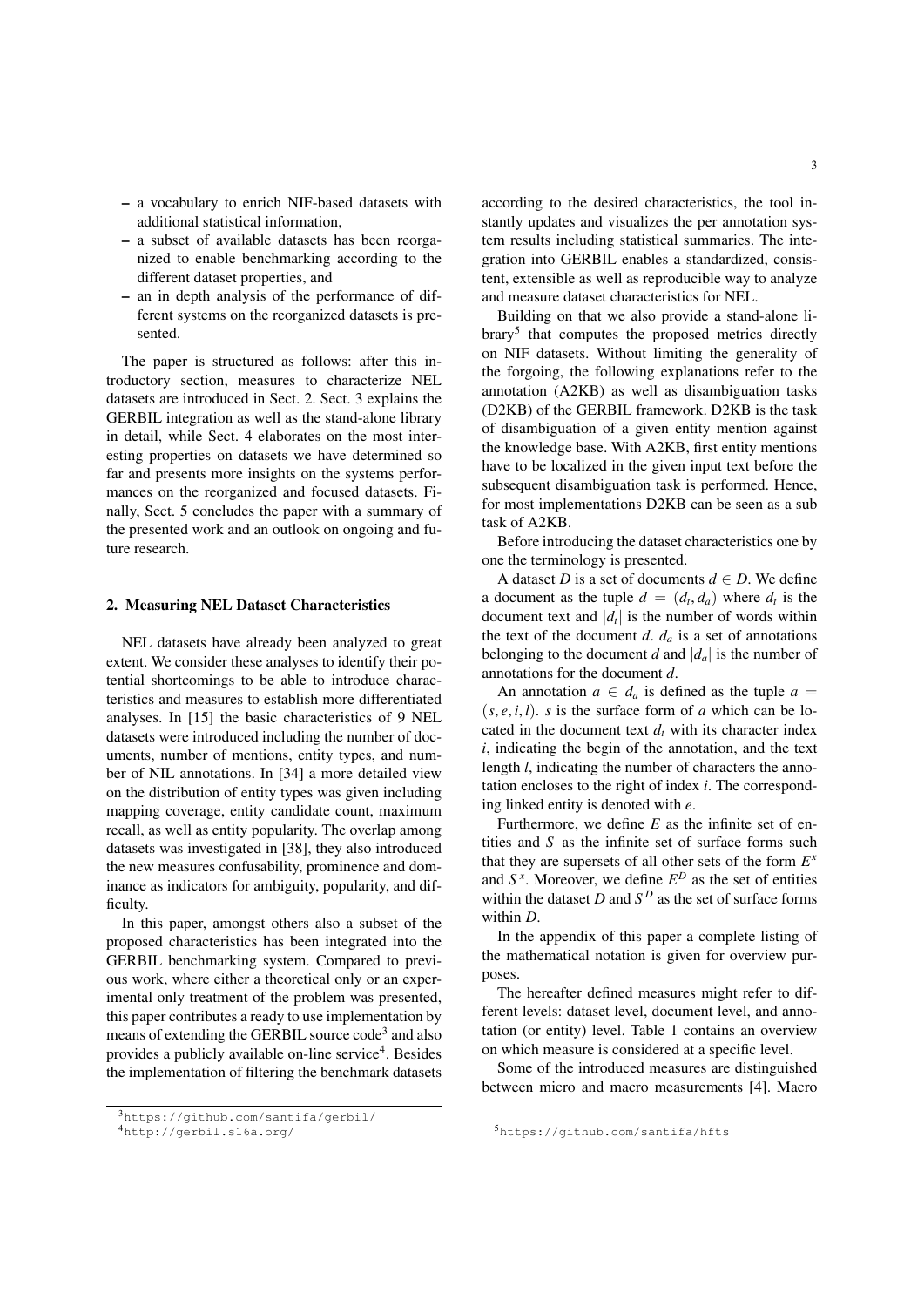- a vocabulary to enrich NIF-based datasets with additional statistical information,
- a subset of available datasets has been reorganized to enable benchmarking according to the different dataset properties, and
- an in depth analysis of the performance of different systems on the reorganized datasets is presented.

The paper is structured as follows: after this introductory section, measures to characterize NEL datasets are introduced in Sect. 2. Sect. 3 explains the GERBIL integration as well as the stand-alone library in detail, while Sect. 4 elaborates on the most interesting properties on datasets we have determined so far and presents more insights on the systems performances on the reorganized and focused datasets. Finally, Sect. 5 concludes the paper with a summary of the presented work and an outlook on ongoing and future research.

## 2. Measuring NEL Dataset Characteristics

NEL datasets have already been analyzed to great extent. We consider these analyses to identify their potential shortcomings to be able to introduce characteristics and measures to establish more differentiated analyses. In [15] the basic characteristics of 9 NEL datasets were introduced including the number of documents, number of mentions, entity types, and number of NIL annotations. In [34] a more detailed view on the distribution of entity types was given including mapping coverage, entity candidate count, maximum recall, as well as entity popularity. The overlap among datasets was investigated in [38], they also introduced the new measures confusability, prominence and dominance as indicators for ambiguity, popularity, and difficulty.

In this paper, amongst others also a subset of the proposed characteristics has been integrated into the GERBIL benchmarking system. Compared to previous work, where either a theoretical only or an experimental only treatment of the problem was presented, this paper contributes a ready to use implementation by means of extending the GERBIL source code[3] and also provides a publicly available on-line service[4]. Besides the implementation of filtering the benchmark datasets according to the desired characteristics, the tool instantly updates and visualizes the per annotation system results including statistical summaries. The integration into GERBIL enables a standardized, consistent, extensible as well as reproducible way to analyze and measure dataset characteristics for NEL.

Building on that we also provide a stand-alone library[5] that computes the proposed metrics directly on NIF datasets. Without limiting the generality of the forgoing, the following explanations refer to the annotation (A2KB) as well as disambiguation tasks (D2KB) of the GERBIL framework. D2KB is the task of disambiguation of a given entity mention against the knowledge base. With A2KB, first entity mentions have to be localized in the given input text before the subsequent disambiguation task is performed. Hence, for most implementations D2KB can be seen as a sub task of A2KB.

Before introducing the dataset characteristics one by one the terminology is presented.

A dataset $D$ is a set of documents $d \in D$. We define a document as the tuple $d = (d_t, d_a)$ where $d_t$ is the document text and $|d_t|$ is the number of words within the text of the document $d$. $d_a$ is a set of annotations belonging to the document $d$ and $|d_a|$ is the number of annotations for the document $d$.

An annotation $a \in d_a$ is defined as the tuple $a = (s, e, i, l)$. $s$ is the surface form of $a$ which can be located in the document text $d_t$ with its character index $i$, indicating the begin of the annotation, and the text length $l$, indicating the number of characters the annotation encloses to the right of index $i$. The corresponding linked entity is denoted with $e$.

Furthermore, we define $E$ as the infinite set of entities and $S$ as the infinite set of surface forms such that they are supersets of all other sets of the form $E^x$ and $S^x$. Moreover, we define $E^D$ as the set of entities within the dataset $D$ and $S^D$ as the set of surface forms within $D$.

In the appendix of this paper a complete listing of the mathematical notation is given for overview purposes.

The hereafter defined measures might refer to different levels: dataset level, document level, and annotation (or entity) level. Table 1 contains an overview on which measure is considered at a specific level.

Some of the introduced measures are distinguished between micro and macro measurements [4]. Macro

[3] https://github.com/santifa/gerbil/

[4] http://gerbil.s16a.org/

[5] https://github.com/santifa/hfts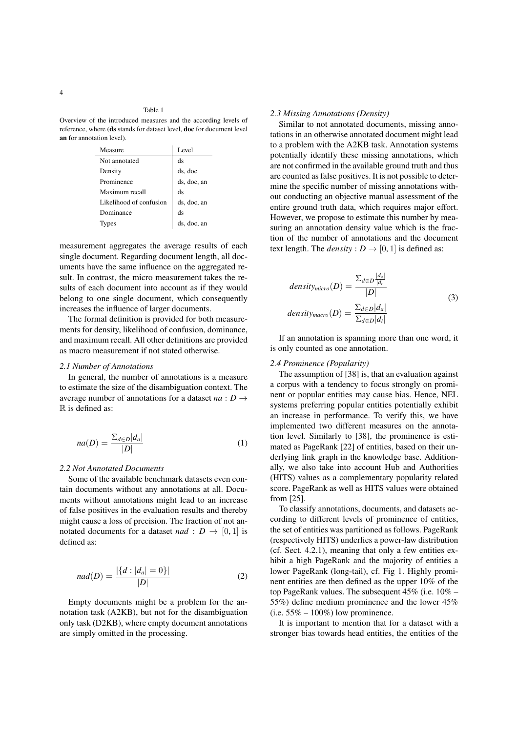Table 1

Overview of the introduced measures and the according levels of reference, where (**ds** stands for dataset level, **doc** for document level **an** for annotation level).

| Measure | Level |
|---|---|
| Not annotated | ds |
| Density | ds, doc |
| Prominence | ds, doc, an |
| Maximum recall | ds |
| Likelihood of confusion | ds, doc, an |
| Dominance | ds |
| Types | ds, doc, an |

measurement aggregates the average results of each single document. Regarding document length, all documents have the same influence on the aggregated result. In contrast, the micro measurement takes the results of each document into account as if they would belong to one single document, which consequently increases the influence of larger documents.

The formal definition is provided for both measurements for density, likelihood of confusion, dominance, and maximum recall. All other definitions are provided as macro measurement if not stated otherwise.

### 2.1 Number of Annotations

In general, the number of annotations is a measure to estimate the size of the disambiguation context. The average number of annotations for a dataset $na : D \to \mathbb{R}$ is defined as:

$$na(D) = \frac{\Sigma_{d \in D} |d_a|}{|D|} \tag{1}$$

### 2.2 Not Annotated Documents

Some of the available benchmark datasets even contain documents without any annotations at all. Documents without annotations might lead to an increase of false positives in the evaluation results and thereby might cause a loss of precision. The fraction of not annotated documents for a dataset $nad : D \to [0, 1]$ is defined as:

$$nad(D) = \frac{|\{d : |d_a| = 0\}|}{|D|} \tag{2}$$

Empty documents might be a problem for the annotation task (A2KB), but not for the disambiguation only task (D2KB), where empty document annotations are simply omitted in the processing.

### 2.3 Missing Annotations (Density)

Similar to not annotated documents, missing annotations in an otherwise annotated document might lead to a problem with the A2KB task. Annotation systems potentially identify these missing annotations, which are not confirmed in the available ground truth and thus are counted as false positives. It is not possible to determine the specific number of missing annotations without conducting an objective manual assessment of the entire ground truth data, which requires major effort. However, we propose to estimate this number by measuring an annotation density value which is the fraction of the number of annotations and the document text length. The $density : D \to [0, 1]$ is defined as:

$$\begin{aligned} density_{micro}(D) &= \frac{\Sigma_{d \in D} \frac{|d_a|}{|d_t|}}{|D|} \\ density_{macro}(D) &= \frac{\Sigma_{d \in D} |d_a|}{\Sigma_{d \in D} |d_t|} \end{aligned} \tag{3}$$

If an annotation is spanning more than one word, it is only counted as one annotation.

### 2.4 Prominence (Popularity)

The assumption of [38] is, that an evaluation against a corpus with a tendency to focus strongly on prominent or popular entities may cause bias. Hence, NEL systems preferring popular entities potentially exhibit an increase in performance. To verify this, we have implemented two different measures on the annotation level. Similarly to [38], the prominence is estimated as PageRank [22] of entities, based on their underlying link graph in the knowledge base. Additionally, we also take into account Hub and Authorities (HITS) values as a complementary popularity related score. PageRank as well as HITS values were obtained from [25].

To classify annotations, documents, and datasets according to different levels of prominence of entities, the set of entities was partitioned as follows. PageRank (respectively HITS) underlies a power-law distribution (cf. Sect. 4.2.1), meaning that only a few entities exhibit a high PageRank and the majority of entities a lower PageRank (long-tail), cf. Fig 1. Highly prominent entities are then defined as the upper 10% of the top PageRank values. The subsequent 45% (i.e. 10% – 55%) define medium prominence and the lower 45% (i.e. 55% – 100%) low prominence.

It is important to mention that for a dataset with a stronger bias towards head entities, the entities of the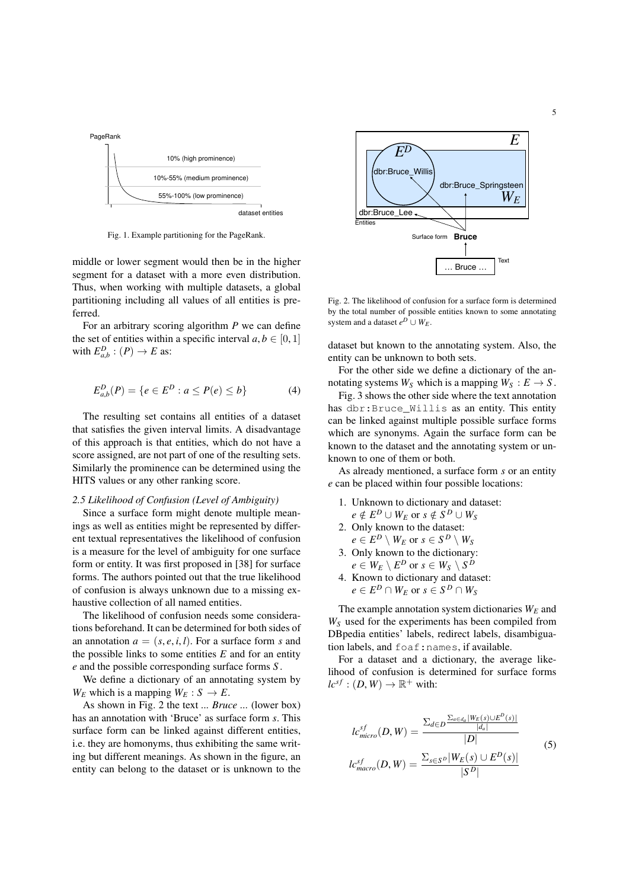PageRank

10% (high prominence)

10%-55% (medium prominence)

55%-100% (low prominence)

dataset entities

Fig. 1. Example partitioning for the PageRank.

middle or lower segment would then be in the higher segment for a dataset with a more even distribution. Thus, when working with multiple datasets, a global partitioning including all values of all entities is preferred.

For an arbitrary scoring algorithm $P$ we can define the set of entities within a specific interval $a, b \in [0, 1]$ with $E^D_{a,b} : (P) \to E$ as:

$$E^D_{a,b}(P) = \{e \in E^D : a \leq P(e) \leq b\} \tag{4}$$

The resulting set contains all entities of a dataset that satisfies the given interval limits. A disadvantage of this approach is that entities, which do not have a score assigned, are not part of one of the resulting sets. Similarly the prominence can be determined using the HITS values or any other ranking score.

### 2.5 Likelihood of Confusion (Level of Ambiguity)

Since a surface form might denote multiple meanings as well as entities might be represented by different textual representatives the likelihood of confusion is a measure for the level of ambiguity for one surface form or entity. It was first proposed in [38] for surface forms. The authors pointed out that the true likelihood of confusion is always unknown due to a missing exhaustive collection of all named entities.

The likelihood of confusion needs some considerations beforehand. It can be determined for both sides of an annotation $a = (s, e, i, l)$. For a surface form $s$ and the possible links to some entities $E$ and for an entity $e$ and the possible corresponding surface forms $S$.

We define a dictionary of an annotating system by $W_E$ which is a mapping $W_E : S \to E$.

As shown in Fig. 2 the text *... Bruce ...* (lower box) has an annotation with 'Bruce' as surface form $s$. This surface form can be linked against different entities, i.e. they are homonyms, thus exhibiting the same writing but different meanings. As shown in the figure, an entity can belong to the dataset or is unknown to the

$E$

$E^D$

dbr:Bruce_Willis

dbr:Bruce_Springsteen

$W_E$

dbr:Bruce_Lee

Entities

Surface form **Bruce**

... Bruce ...

Text

Fig. 2. The likelihood of confusion for a surface form is determined by the total number of possible entities known to some annotating system and a dataset $e^D \cup W_E$.

dataset but known to the annotating system. Also, the entity can be unknown to both sets.

For the other side we define a dictionary of the annotating systems $W_S$ which is a mapping $W_S : E \to S$.

Fig. 3 shows the other side where the text annotation has `dbr:Bruce_Willis` as an entity. This entity can be linked against multiple possible surface forms which are synonyms. Again the surface form can be known to the dataset and the annotating system or unknown to one of them or both.

As already mentioned, a surface form $s$ or an entity $e$ can be placed within four possible locations:

1. Unknown to dictionary and dataset: $e \notin E^D \cup W_E$ or $s \notin S^D \cup W_S$
2. Only known to the dataset: $e \in E^D \setminus W_E$ or $s \in S^D \setminus W_S$
3. Only known to the dictionary: $e \in W_E \setminus E^D$ or $s \in W_S \setminus S^D$
4. Known to dictionary and dataset: $e \in E^D \cap W_E$ or $s \in S^D \cap W_S$

The example annotation system dictionaries $W_E$ and $W_S$ used for the experiments has been compiled from DBpedia entities' labels, redirect labels, disambiguation labels, and `foaf:names`, if available.

For a dataset and a dictionary, the average likelihood of confusion is determined for surface forms $lc^{sf} : (D, W) \to \mathbb{R}^+$ with:

$$\begin{aligned} lc^{sf}_{micro}(D, W) &= \frac{\sum_{d \in D} \frac{\sum_{a \in d_a} |W_E(s) \cup E^D(s)|}{|d_a|}}{|D|} \\ lc^{sf}_{macro}(D, W) &= \frac{\sum_{s \in S^D} |W_E(s) \cup E^D(s)|}{|S^D|} \end{aligned} \tag{5}$$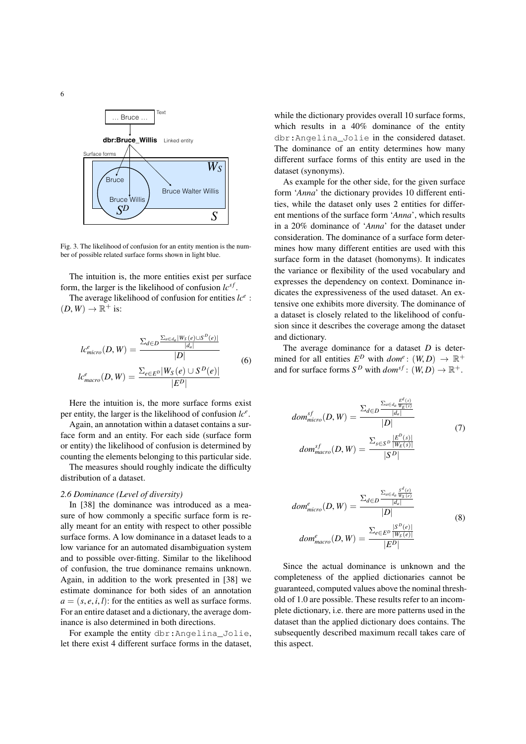... Bruce ...

Text

dbr:Bruce_Willis

Linked entity

Surface forms

$W_S$

Bruce

Bruce Walter Willis

Bruce Willis

$S^D$

$S$

Fig. 3. The likelihood of confusion for an entity mention is the number of possible related surface forms shown in light blue.

The intuition is, the more entities exist per surface form, the larger is the likelihood of confusion $lc^{sf}$.

The average likelihood of confusion for entities $lc^e : (D, W) \rightarrow \mathbb{R}^+$ is:

$$
\begin{aligned}
lc^e_{micro}(D, W) &= \frac{\sum_{d \in D} \frac{\sum_{a \in d_a} |W_S(e) \cup S^D(e)|}{|d_a|}}{|D|} \\
lc^e_{macro}(D, W) &= \frac{\sum_{e \in E^D} |W_S(e) \cup S^D(e)|}{|E^D|}
\end{aligned}
\tag{6}
$$

Here the intuition is, the more surface forms exist per entity, the larger is the likelihood of confusion $lc^e$.

Again, an annotation within a dataset contains a surface form and an entity. For each side (surface form or entity) the likelihood of confusion is determined by counting the elements belonging to this particular side.

The measures should roughly indicate the difficulty distribution of a dataset.

### 2.6 Dominance (Level of diversity)

In [38] the dominance was introduced as a measure of how commonly a specific surface form is really meant for an entity with respect to other possible surface forms. A low dominance in a dataset leads to a low variance for an automated disambiguation system and to possible over-fitting. Similar to the likelihood of confusion, the true dominance remains unknown. Again, in addition to the work presented in [38] we estimate dominance for both sides of an annotation $a = (s, e, i, l)$: for the entities as well as surface forms. For an entire dataset and a dictionary, the average dominance is also determined in both directions.

For example the entity dbr:Angelina_Jolie, let there exist 4 different surface forms in the dataset, while the dictionary provides overall 10 surface forms, which results in a 40% dominance of the entity dbr:Angelina_Jolie in the considered dataset. The dominance of an entity determines how many different surface forms of this entity are used in the dataset (synonyms).

As example for the other side, for the given surface form '*Anna*' the dictionary provides 10 different entities, while the dataset only uses 2 entities for different mentions of the surface form '*Anna*', which results in a 20% dominance of '*Anna*' for the dataset under consideration. The dominance of a surface form determines how many different entities are used with this surface form in the dataset (homonyms). It indicates the variance or flexibility of the used vocabulary and expresses the dependency on context. Dominance indicates the expressiveness of the used dataset. An extensive one exhibits more diversity. The dominance of a dataset is closely related to the likelihood of confusion since it describes the coverage among the dataset and dictionary.

The average dominance for a dataset $D$ is determined for all entities $E^D$ with $dom^e : (W, D) \rightarrow \mathbb{R}^+$ and for surface forms $S^D$ with $dom^{sf} : (W, D) \rightarrow \mathbb{R}^+$.

$$
\begin{aligned}
dom^{sf}_{micro}(D, W) &= \frac{\sum_{d \in D} \frac{\sum_{a \in d_a} \frac{E^d(s)}{W_E(s)}}{|d_a|}}{|D|} \\
dom^{sf}_{macro}(D, W) &= \frac{\sum_{s \in S^D} \frac{|E^D(s)|}{|W_E(s)|}}{|S^D|}
\end{aligned}
\tag{7}
$$

$$
\begin{aligned}
dom^{e}_{micro}(D, W) &= \frac{\sum_{d \in D} \frac{\sum_{a \in d_a} \frac{S^d(e)}{W_S(e)}}{|d_a|}}{|D|} \\
dom^{e}_{macro}(D, W) &= \frac{\sum_{e \in E^D} \frac{|S^D(e)|}{|W_S(e)|}}{|E^D|}
\end{aligned}
\tag{8}
$$

Since the actual dominance is unknown and the completeness of the applied dictionaries cannot be guaranteed, computed values above the nominal threshold of 1.0 are possible. These results refer to an incomplete dictionary, i.e. there are more patterns used in the dataset than the applied dictionary does contains. The subsequently described maximum recall takes care of this aspect.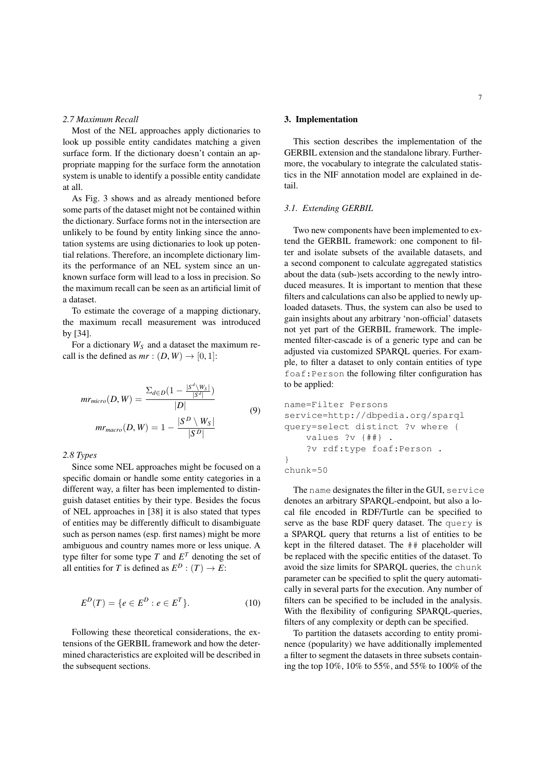### 2.7 Maximum Recall

Most of the NEL approaches apply dictionaries to look up possible entity candidates matching a given surface form. If the dictionary doesn't contain an appropriate mapping for the surface form the annotation system is unable to identify a possible entity candidate at all.

As Fig. 3 shows and as already mentioned before some parts of the dataset might not be contained within the dictionary. Surface forms not in the intersection are unlikely to be found by entity linking since the annotation systems are using dictionaries to look up potential relations. Therefore, an incomplete dictionary limits the performance of an NEL system since an unknown surface form will lead to a loss in precision. So the maximum recall can be seen as an artificial limit of a dataset.

To estimate the coverage of a mapping dictionary, the maximum recall measurement was introduced by [34].

For a dictionary $W_S$ and a dataset the maximum recall is the defined as $mr : (D, W) \rightarrow [0, 1]$:

$$
\begin{aligned}
mr_{micro}(D, W) &= \frac{\Sigma_{d \in D}(1 - \frac{|S^d \setminus W_S|}{|S^d|})}{|D|} \\
mr_{macro}(D, W) &= 1 - \frac{|S^D \setminus W_S|}{|S^D|}
\end{aligned}
\tag{9}
$$

### 2.8 Types

Since some NEL approaches might be focused on a specific domain or handle some entity categories in a different way, a filter has been implemented to distinguish dataset entities by their type. Besides the focus of NEL approaches in [38] it is also stated that types of entities may be differently difficult to disambiguate such as person names (esp. first names) might be more ambiguous and country names more or less unique. A type filter for some type $T$ and $E^T$ denoting the set of all entities for $T$ is defined as $E^D : (T) \rightarrow E$:

$$
E^D(T) = \{e \in E^D : e \in E^T\}. \tag{10}
$$

Following these theoretical considerations, the extensions of the GERBIL framework and how the determined characteristics are exploited will be described in the subsequent sections.

## 3. Implementation

This section describes the implementation of the GERBIL extension and the standalone library. Furthermore, the vocabulary to integrate the calculated statistics in the NIF annotation model are explained in detail.

### 3.1. Extending GERBIL

Two new components have been implemented to extend the GERBIL framework: one component to filter and isolate subsets of the available datasets, and a second component to calculate aggregated statistics about the data (sub-)sets according to the newly introduced measures. It is important to mention that these filters and calculations can also be applied to newly uploaded datasets. Thus, the system can also be used to gain insights about any arbitrary 'non-official' datasets not yet part of the GERBIL framework. The implemented filter-cascade is of a generic type and can be adjusted via customized SPARQL queries. For example, to filter a dataset to only contain entities of type `foaf:Person` the following filter configuration has to be applied:

```
name=Filter Persons
service=http://dbpedia.org/sparql
query=select distinct ?v where {
    values ?v {##} .
    ?v rdf:type foaf:Person .
}
chunk=50
```

The `name` designates the filter in the GUI, `service` denotes an arbitrary SPARQL-endpoint, but also a local file encoded in RDF/Turtle can be specified to serve as the base RDF query dataset. The `query` is a SPARQL query that returns a list of entities to be kept in the filtered dataset. The `##` placeholder will be replaced with the specific entities of the dataset. To avoid the size limits for SPARQL queries, the `chunk` parameter can be specified to split the query automatically in several parts for the execution. Any number of filters can be specified to be included in the analysis. With the flexibility of configuring SPARQL-queries, filters of any complexity or depth can be specified.

To partition the datasets according to entity prominence (popularity) we have additionally implemented a filter to segment the datasets in three subsets containing the top 10%, 10% to 55%, and 55% to 100% of the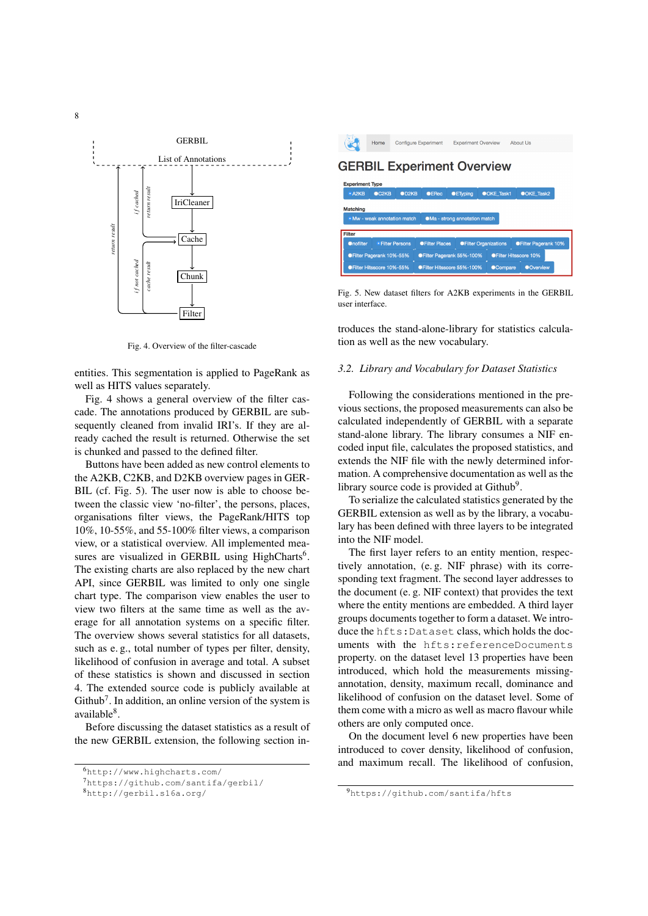GERBIL

List of Annotations

IriCleaner

Cache

Chunk

Filter

return result

if cached

return result

if not cached

cache result

Fig. 4. Overview of the filter-cascade

entities. This segmentation is applied to PageRank as well as HITS values separately.

Fig. 4 shows a general overview of the filter cascade. The annotations produced by GERBIL are subsequently cleaned from invalid IRI's. If they already cached the result is returned. Otherwise the set is chunked and passed to the defined filter.

Buttons have been added as new control elements to the A2KB, C2KB, and D2KB overview pages in GERBIL (cf. Fig. 5). The user now is able to choose between the classic view 'no-filter', the persons, places, organisations filter views, the PageRank/HITS top 10%, 10-55%, and 55-100% filter views, a comparison view, or a statistical overview. All implemented measures are visualized in GERBIL using HighCharts[6]. The existing charts are also replaced by the new chart API, since GERBIL was limited to only one single chart type. The comparison view enables the user to view two filters at the same time as well as the average for all annotation systems on a specific filter. The overview shows several statistics for all datasets, such as e. g., total number of types per filter, density, likelihood of confusion in average and total. A subset of these statistics is shown and discussed in section 4. The extended source code is publicly available at Github[7]. In addition, an online version of the system is available[8].

Before discussing the dataset statistics as a result of the new GERBIL extension, the following section introduces the stand-alone-library for statistics calculation as well as the new vocabulary.

Home Configure Experiment Experiment Overview About Us

GERBIL Experiment Overview

Experiment Type

A2KB C2KB D2KB ERec ETyping OKE_Task1 OKE_Task2

Matching

Mw - weak annotation match Ma - strong annotation match

Filter

nofilter Filter Persons Filter Places Filter Organizations Filter Pagerank 10% Filter Pagerank 10%-55% Filter Pagerank 55%-100% Filter Hitsscore 10% Filter Hitsscore 10%-55% Filter Hitsscore 55%-100% Compare Overview

Fig. 5. New dataset filters for A2KB experiments in the GERBIL user interface.

### 3.2. *Library and Vocabulary for Dataset Statistics*

Following the considerations mentioned in the previous sections, the proposed measurements can also be calculated independently of GERBIL with a separate stand-alone library. The library consumes a NIF encoded input file, calculates the proposed statistics, and extends the NIF file with the newly determined information. A comprehensive documentation as well as the library source code is provided at Github[9].

To serialize the calculated statistics generated by the GERBIL extension as well as by the library, a vocabulary has been defined with three layers to be integrated into the NIF model.

The first layer refers to an entity mention, respectively annotation, (e. g. NIF phrase) with its corresponding text fragment. The second layer addresses to the document (e. g. NIF context) that provides the text where the entity mentions are embedded. A third layer groups documents together to form a dataset. We introduce the `hfts:Dataset` class, which holds the documents with the `hfts:referenceDocuments` property. on the dataset level 13 properties have been introduced, which hold the measurements missing-annotation, density, maximum recall, dominance and likelihood of confusion on the dataset level. Some of them come with a micro as well as macro flavour while others are only computed once.

On the document level 6 new properties have been introduced to cover density, likelihood of confusion, and maximum recall. The likelihood of confusion,

[6] `http://www.highcharts.com/`
[7] `https://github.com/santifa/gerbil/`
[8] `http://gerbil.s16a.org/`
[9] `https://github.com/santifa/hfts`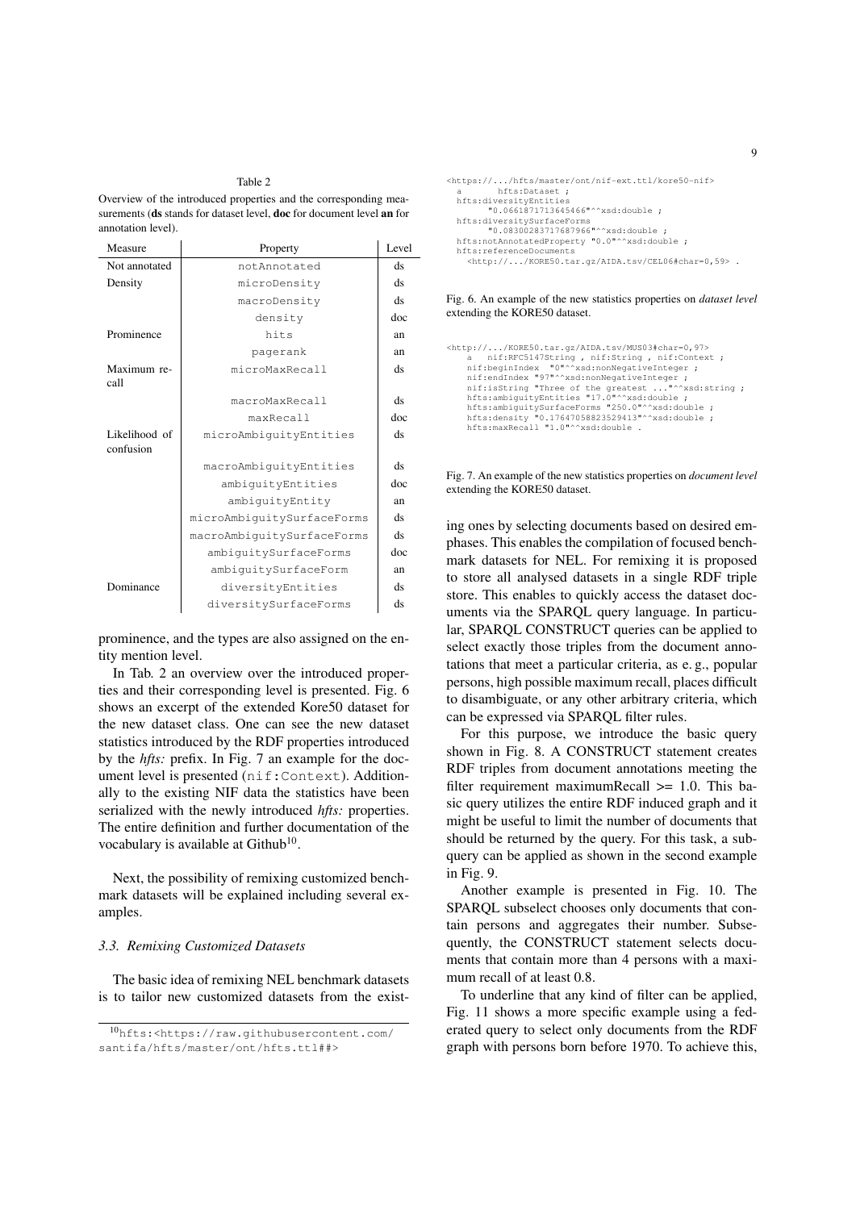Table 2

Overview of the introduced properties and the corresponding measurements (**ds** stands for dataset level, **doc** for document level **an** for annotation level).

| Measure | Property | Level |
|---|---|---|
| Not annotated | notAnnotated | ds |
| Density | microDensity | ds |
| | macroDensity | ds |
| | density | doc |
| Prominence | hits | an |
| | pagerank | an |
| Maximum recall | microMaxRecall | ds |
| | macroMaxRecall | ds |
| | maxRecall | doc |
| Likelihood of confusion | microAmbiguityEntities | ds |
| | macroAmbiguityEntities | ds |
| | ambiguityEntities | doc |
| | ambiguityEntity | an |
| | microAmbiguitySurfaceForms | ds |
| | macroAmbiguitySurfaceForms | ds |
| | ambiguitySurfaceForms | doc |
| | ambiguitySurfaceForm | an |
| Dominance | diversityEntities | ds |
| | diversitySurfaceForms | ds |

prominence, and the types are also assigned on the entity mention level.

In Tab. 2 an overview over the introduced properties and their corresponding level is presented. Fig. 6 shows an excerpt of the extended Kore50 dataset for the new dataset class. One can see the new dataset statistics introduced by the RDF properties introduced by the *hfts:* prefix. In Fig. 7 an example for the document level is presented (`nif:Context`). Additionally to the existing NIF data the statistics have been serialized with the newly introduced *hfts:* properties. The entire definition and further documentation of the vocabulary is available at Github[10].

Next, the possibility of remixing customized benchmark datasets will be explained including several examples.

### 3.3. Remixing Customized Datasets

The basic idea of remixing NEL benchmark datasets is to tailor new customized datasets from the existing ones by selecting documents based on desired emphases. This enables the compilation of focused benchmark datasets for NEL. For remixing it is proposed to store all analysed datasets in a single RDF triple store. This enables to quickly access the dataset documents via the SPARQL query language. In particular, SPARQL CONSTRUCT queries can be applied to select exactly those triples from the document annotations that meet a particular criteria, as e. g., popular persons, high possible maximum recall, places difficult to disambiguate, or any other arbitrary criteria, which can be expressed via SPARQL filter rules.

For this purpose, we introduce the basic query shown in Fig. 8. A CONSTRUCT statement creates RDF triples from document annotations meeting the filter requirement maximumRecall >= 1.0. This basic query utilizes the entire RDF induced graph and it might be useful to limit the number of documents that should be returned by the query. For this task, a subquery can be applied as shown in the second example in Fig. 9.

Another example is presented in Fig. 10. The SPARQL subselect chooses only documents that contain persons and aggregates their number. Subsequently, the CONSTRUCT statement selects documents that contain more than 4 persons with a maximum recall of at least 0.8.

To underline that any kind of filter can be applied, Fig. 11 shows a more specific example using a federated query to select only documents from the RDF graph with persons born before 1970. To achieve this,

```
<https://.../hfts/master/ont/nif-ext.ttl/kore50-nif>
  a       hfts:Dataset ;
  hfts:diversityEntities
        "0.0661871713645466"^^xsd:double ;
  hfts:diversitySurfaceForms
        "0.08300283717687966"^^xsd:double ;
  hfts:notAnnotatedProperty "0.0"^^xsd:double ;
  hfts:referenceDocuments
    <http://.../KORE50.tar.gz/AIDA.tsv/CEL06#char=0,59> .
```

Fig. 6. An example of the new statistics properties on *dataset level* extending the KORE50 dataset.

```
<http://.../KORE50.tar.gz/AIDA.tsv/MUS03#char=0,97>
    a   nif:RFC5147String , nif:String , nif:Context ;
    nif:beginIndex  "0"^^xsd:nonNegativeInteger ;
    nif:endIndex "97"^^xsd:nonNegativeInteger ;
    nif:isString "Three of the greatest ..."^^xsd:string ;
    hfts:ambiguityEntities "17.0"^^xsd:double ;
    hfts:ambiguitySurfaceForms "250.0"^^xsd:double ;
    hfts:density "0.17647058823529413"^^xsd:double ;
    hfts:maxRecall "1.0"^^xsd:double .
```

Fig. 7. An example of the new statistics properties on *document level* extending the KORE50 dataset.

[10] hfts:<https://raw.githubusercontent.com/santifa/hfts/master/ont/hfts.ttl##>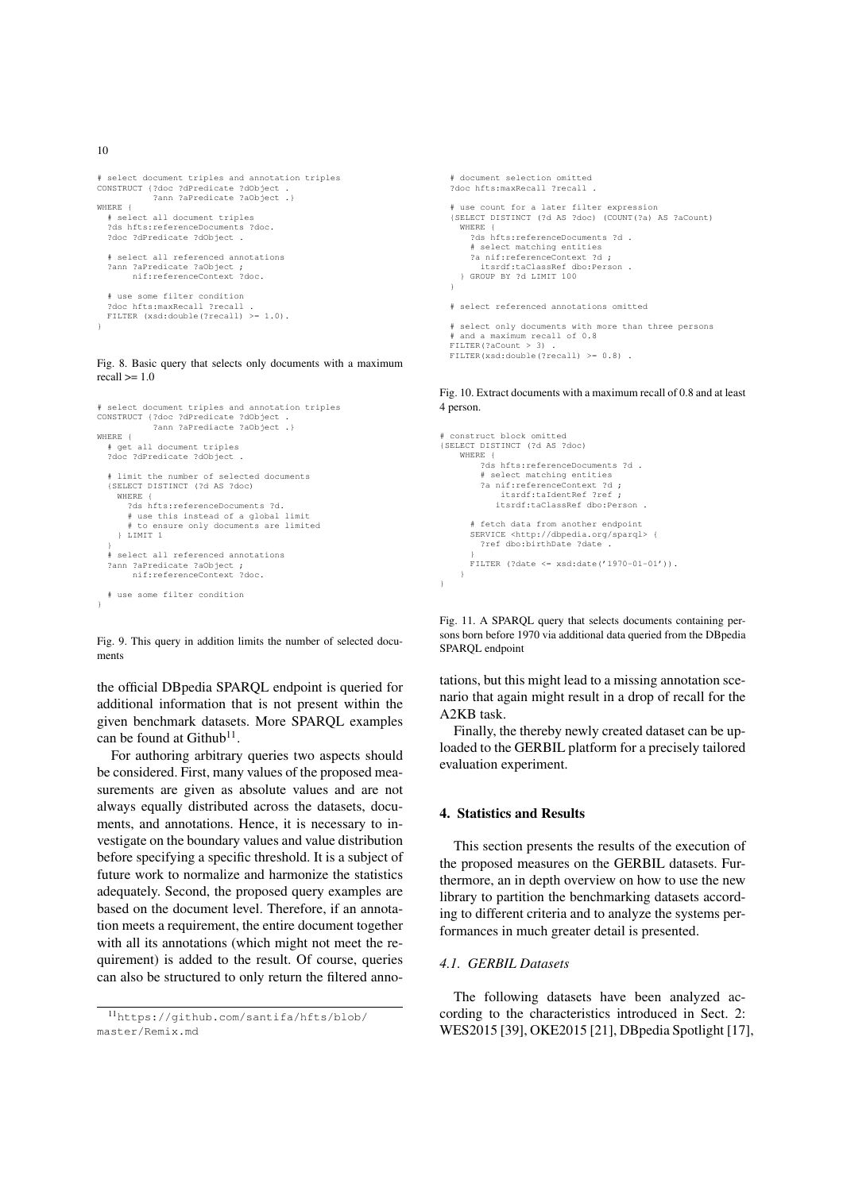```
# select document triples and annotation triples
CONSTRUCT {?doc ?dPredicate ?dObject .
           ?ann ?aPredicate ?aObject .}
WHERE {
  # select all document triples
  ?ds hfts:referenceDocuments ?doc.
  ?doc ?dPredicate ?dObject .

  # select all referenced annotations
  ?ann ?aPredicate ?aObject ;
       nif:referenceContext ?doc.

  # use some filter condition
  ?doc hfts:maxRecall ?recall .
  FILTER (xsd:double(?recall) >= 1.0).
}
```

Fig. 8. Basic query that selects only documents with a maximum recall >= 1.0

```
# select document triples and annotation triples
CONSTRUCT {?doc ?dPredicate ?dObject .
           ?ann ?aPrediacte ?aObject .}
WHERE {
  # get all document triples
  ?doc ?dPredicate ?dObject .

  # limit the number of selected documents
  {SELECT DISTINCT (?d AS ?doc)
    WHERE {
      ?ds hfts:referenceDocuments ?d.
      # use this instead of a global limit
      # to ensure only documents are limited
    } LIMIT 1
  }
  # select all referenced annotations
  ?ann ?aPredicate ?aObject ;
       nif:referenceContext ?doc.

  # use some filter condition
}
```

Fig. 9. This query in addition limits the number of selected documents

```
  # document selection omitted
  ?doc hfts:maxRecall ?recall .

  # use count for a later filter expression
  {SELECT DISTINCT (?d AS ?doc) (COUNT(?a) AS ?aCount)
    WHERE {
      ?ds hfts:referenceDocuments ?d .
      # select matching entities
      ?a nif:referenceContext ?d ;
        itsrdf:taClassRef dbo:Person .
    } GROUP BY ?d LIMIT 100
  }

  # select referenced annotations omitted

  # select only documents with more than three persons
  # and a maximum recall of 0.8
  FILTER(?aCount > 3) .
  FILTER(xsd:double(?recall) >= 0.8) .
```

Fig. 10. Extract documents with a maximum recall of 0.8 and at least 4 person.

```
# construct block omitted
{SELECT DISTINCT (?d AS ?doc)
    WHERE {
        ?ds hfts:referenceDocuments ?d .
        # select matching entities
        ?a nif:referenceContext ?d ;
            itsrdf:taIdentRef ?ref ;
          itsrdf:taClassRef dbo:Person .

      # fetch data from another endpoint
      SERVICE <http://dbpedia.org/sparql> {
        ?ref dbo:birthDate ?date .
      }
      FILTER (?date <= xsd:date('1970-01-01')).
    }
}
```

Fig. 11. A SPARQL query that selects documents containing persons born before 1970 via additional data queried from the DBpedia SPARQL endpoint

the official DBpedia SPARQL endpoint is queried for additional information that is not present within the given benchmark datasets. More SPARQL examples can be found at Github[11].

For authoring arbitrary queries two aspects should be considered. First, many values of the proposed measurements are given as absolute values and are not always equally distributed across the datasets, documents, and annotations. Hence, it is necessary to investigate on the boundary values and value distribution before specifying a specific threshold. It is a subject of future work to normalize and harmonize the statistics adequately. Second, the proposed query examples are based on the document level. Therefore, if an annotation meets a requirement, the entire document together with all its annotations (which might not meet the requirement) is added to the result. Of course, queries can also be structured to only return the filtered annotations, but this might lead to a missing annotation scenario that again might result in a drop of recall for the A2KB task.

Finally, the thereby newly created dataset can be uploaded to the GERBIL platform for a precisely tailored evaluation experiment.

## 4. Statistics and Results

This section presents the results of the execution of the proposed measures on the GERBIL datasets. Furthermore, an in depth overview on how to use the new library to partition the benchmarking datasets according to different criteria and to analyze the systems performances in much greater detail is presented.

### 4.1. GERBIL Datasets

The following datasets have been analyzed according to the characteristics introduced in Sect. 2: WES2015 [39], OKE2015 [21], DBpedia Spotlight [17],

[11] https://github.com/santifa/hfts/blob/master/Remix.md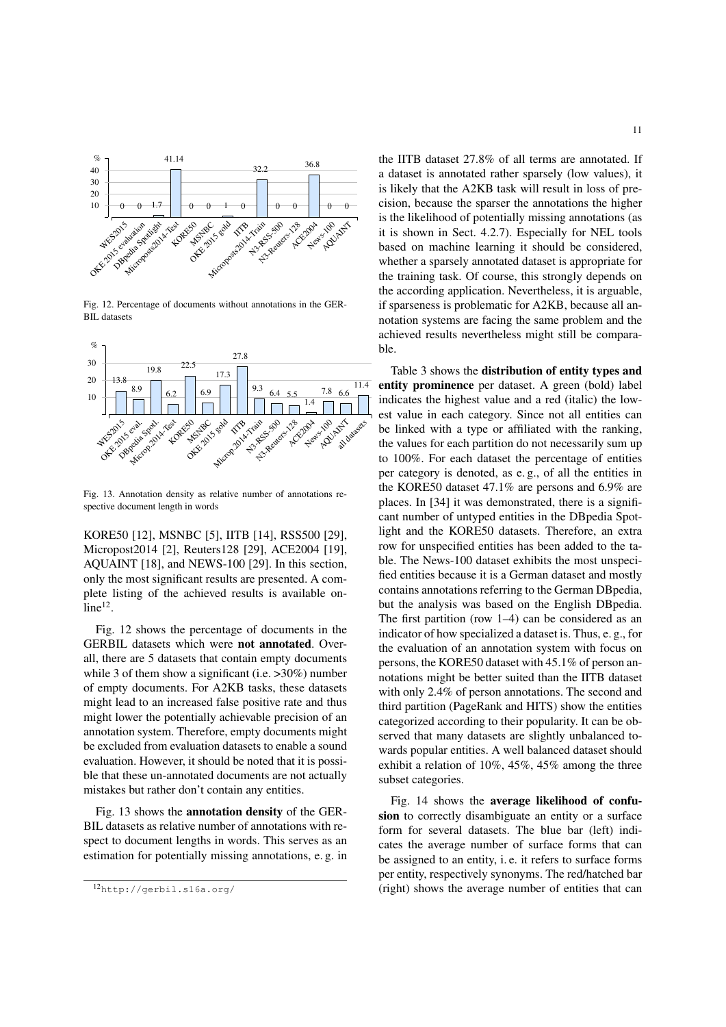%
40
30
20
10

0 0 1.7 41.14 0 0 1 0 32.2 0 0 36.8 0 0

WES2015
OKE 2015 evaluation
DBpedia Spotlight
Microposts2014-Test
KORE50
MSNBC
OKE 2015 gold
IITB
Microposts2014-Train
N3-RSS-500
N3-Reuters-128
ACE2004
News-100
AQUAINT

Fig. 12. Percentage of documents without annotations in the GERBIL datasets

%
30
20
10

13.8 8.9 19.8 6.2 22.5 6.9 17.3 27.8 9.3 6.4 5.5 1.4 7.8 6.6 11.4

WES2015
OKE 2015 eval.
DBpedia Spot.
Microp.2014-Test
KORE50
MSNBC
OKE 2015 gold
IITB
Microp.2014-Train
N3-RSS-500
N3-Reuters-128
ACE2004
News-100
AQUAINT
all datasets

Fig. 13. Annotation density as relative number of annotations respective document length in words

KORE50 [12], MSNBC [5], IITB [14], RSS500 [29], Micropost2014 [2], Reuters128 [29], ACE2004 [19], AQUAINT [18], and NEWS-100 [29]. In this section, only the most significant results are presented. A complete listing of the achieved results is available online[12].

Fig. 12 shows the percentage of documents in the GERBIL datasets which were **not annotated**. Overall, there are 5 datasets that contain empty documents while 3 of them show a significant (i.e. >30%) number of empty documents. For A2KB tasks, these datasets might lead to an increased false positive rate and thus might lower the potentially achievable precision of an annotation system. Therefore, empty documents might be excluded from evaluation datasets to enable a sound evaluation. However, it should be noted that it is possible that these un-annotated documents are not actually mistakes but rather don't contain any entities.

Fig. 13 shows the **annotation density** of the GERBIL datasets as relative number of annotations with respect to document lengths in words. This serves as an estimation for potentially missing annotations, e. g. in the IITB dataset 27.8% of all terms are annotated. If a dataset is annotated rather sparsely (low values), it is likely that the A2KB task will result in loss of precision, because the sparser the annotations the higher is the likelihood of potentially missing annotations (as it is shown in Sect. 4.2.7). Especially for NEL tools based on machine learning it should be considered, whether a sparsely annotated dataset is appropriate for the training task. Of course, this strongly depends on the according application. Nevertheless, it is arguable, if sparseness is problematic for A2KB, because all annotation systems are facing the same problem and the achieved results nevertheless might still be comparable.

Table 3 shows the **distribution of entity types and entity prominence** per dataset. A green (bold) label indicates the highest value and a red (italic) the lowest value in each category. Since not all entities can be linked with a type or affiliated with the ranking, the values for each partition do not necessarily sum up to 100%. For each dataset the percentage of entities per category is denoted, as e. g., of all the entities in the KORE50 dataset 47.1% are persons and 6.9% are places. In [34] it was demonstrated, there is a significant number of untyped entities in the DBpedia Spotlight and the KORE50 datasets. Therefore, an extra row for unspecified entities has been added to the table. The News-100 dataset exhibits the most unspecified entities because it is a German dataset and mostly contains annotations referring to the German DBpedia, but the analysis was based on the English DBpedia. The first partition (row 1–4) can be considered as an indicator of how specialized a dataset is. Thus, e. g., for the evaluation of an annotation system with focus on persons, the KORE50 dataset with 45.1% of person annotations might be better suited than the IITB dataset with only 2.4% of person annotations. The second and third partition (PageRank and HITS) show the entities categorized according to their popularity. It can be observed that many datasets are slightly unbalanced towards popular entities. A well balanced dataset should exhibit a relation of 10%, 45%, 45% among the three subset categories.

Fig. 14 shows the **average likelihood of confusion** to correctly disambiguate an entity or a surface form for several datasets. The blue bar (left) indicates the average number of surface forms that can be assigned to an entity, i. e. it refers to surface forms per entity, respectively synonyms. The red/hatched bar (right) shows the average number of entities that can

[12] http://gerbil.s16a.org/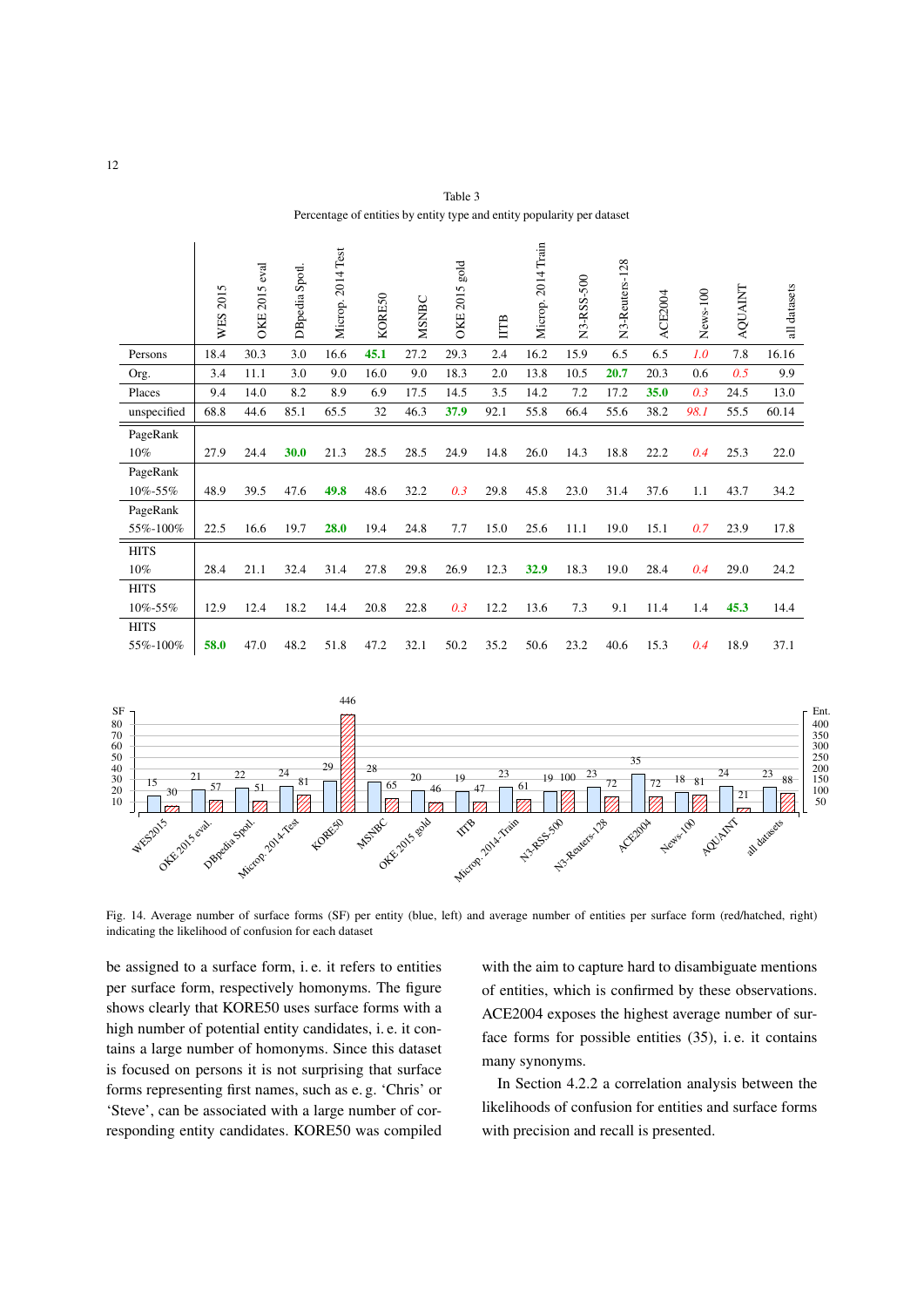Table 3

Percentage of entities by entity type and entity popularity per dataset

| | WES 2015 | OKE 2015 eval | DBpedia Spotl. | Microp. 2014 Test | KORE50 | MSNBC | OKE 2015 gold | IITB | Microp. 2014 Train | N3-RSS-500 | N3-Reuters-128 | ACE2004 | News-100 | AQUAINT | all datasets |
|---|---|---|---|---|---|---|---|---|---|---|---|---|---|---|---|
| Persons | 18.4 | 30.3 | 3.0 | 16.6 | **45.1** | 27.2 | 29.3 | 2.4 | 16.2 | 15.9 | 6.5 | 6.5 | *1.0* | 7.8 | 16.16 |
| Org. | 3.4 | 11.1 | 3.0 | 9.0 | 16.0 | 9.0 | 18.3 | 2.0 | 13.8 | 10.5 | **20.7** | 20.3 | 0.6 | *0.5* | 9.9 |
| Places | 9.4 | 14.0 | 8.2 | 8.9 | 6.9 | 17.5 | 14.5 | 3.5 | 14.2 | 7.2 | 17.2 | **35.0** | *0.3* | 24.5 | 13.0 |
| unspecified | 68.8 | 44.6 | 85.1 | 65.5 | 32 | 46.3 | **37.9** | 92.1 | 55.8 | 66.4 | 55.6 | 38.2 | *98.1* | 55.5 | 60.14 |
| PageRank 10% | 27.9 | 24.4 | **30.0** | 21.3 | 28.5 | 28.5 | 24.9 | 14.8 | 26.0 | 14.3 | 18.8 | 22.2 | *0.4* | 25.3 | 22.0 |
| PageRank 10%-55% | 48.9 | 39.5 | 47.6 | **49.8** | 48.6 | 32.2 | *0.3* | 29.8 | 45.8 | 23.0 | 31.4 | 37.6 | 1.1 | 43.7 | 34.2 |
| PageRank 55%-100% | 22.5 | 16.6 | 19.7 | **28.0** | 19.4 | 24.8 | 7.7 | 15.0 | 25.6 | 11.1 | 19.0 | 15.1 | *0.7* | 23.9 | 17.8 |
| HITS 10% | 28.4 | 21.1 | 32.4 | 31.4 | 27.8 | 29.8 | 26.9 | 12.3 | **32.9** | 18.3 | 19.0 | 28.4 | *0.4* | 29.0 | 24.2 |
| HITS 10%-55% | 12.9 | 12.4 | 18.2 | 14.4 | 20.8 | 22.8 | *0.3* | 12.2 | 13.6 | 7.3 | 9.1 | 11.4 | 1.4 | **45.3** | 14.4 |
| HITS 55%-100% | **58.0** | 47.0 | 48.2 | 51.8 | 47.2 | 32.1 | 50.2 | 35.2 | 50.6 | 23.2 | 40.6 | 15.3 | *0.4* | 18.9 | 37.1 |

Fig. 14. Average number of surface forms (SF) per entity (blue, left) and average number of entities per surface form (red/hatched, right) indicating the likelihood of confusion for each dataset

be assigned to a surface form, i. e. it refers to entities per surface form, respectively homonyms. The figure shows clearly that KORE50 uses surface forms with a high number of potential entity candidates, i. e. it contains a large number of homonyms. Since this dataset is focused on persons it is not surprising that surface forms representing first names, such as e. g. 'Chris' or 'Steve', can be associated with a large number of corresponding entity candidates. KORE50 was compiled with the aim to capture hard to disambiguate mentions of entities, which is confirmed by these observations. ACE2004 exposes the highest average number of surface forms for possible entities (35), i. e. it contains many synonyms.

In Section 4.2.2 a correlation analysis between the likelihoods of confusion for entities and surface forms with precision and recall is presented.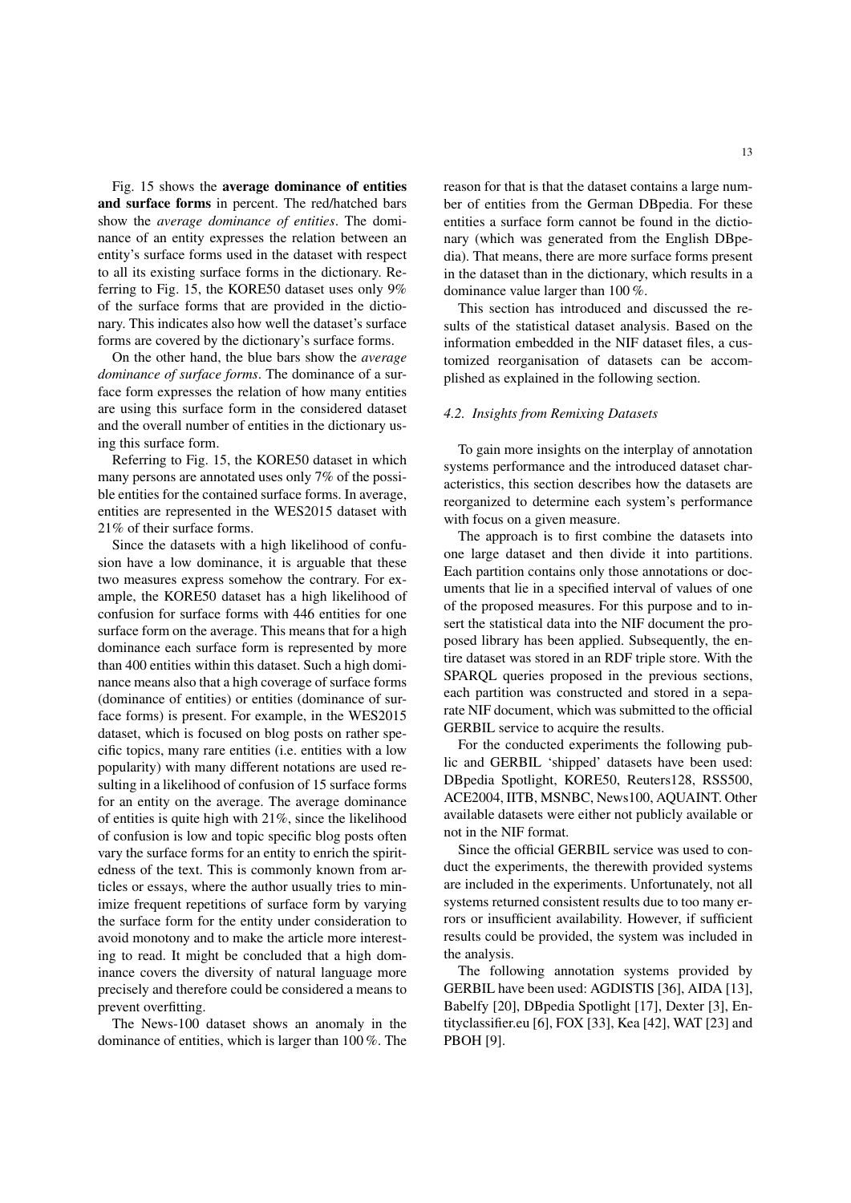Fig. 15 shows the **average dominance of entities and surface forms** in percent. The red/hatched bars show the *average dominance of entities*. The dominance of an entity expresses the relation between an entity's surface forms used in the dataset with respect to all its existing surface forms in the dictionary. Referring to Fig. 15, the KORE50 dataset uses only 9% of the surface forms that are provided in the dictionary. This indicates also how well the dataset's surface forms are covered by the dictionary's surface forms.

On the other hand, the blue bars show the *average dominance of surface forms*. The dominance of a surface form expresses the relation of how many entities are using this surface form in the considered dataset and the overall number of entities in the dictionary using this surface form.

Referring to Fig. 15, the KORE50 dataset in which many persons are annotated uses only 7% of the possible entities for the contained surface forms. In average, entities are represented in the WES2015 dataset with 21% of their surface forms.

Since the datasets with a high likelihood of confusion have a low dominance, it is arguable that these two measures express somehow the contrary. For example, the KORE50 dataset has a high likelihood of confusion for surface forms with 446 entities for one surface form on the average. This means that for a high dominance each surface form is represented by more than 400 entities within this dataset. Such a high dominance means also that a high coverage of surface forms (dominance of entities) or entities (dominance of surface forms) is present. For example, in the WES2015 dataset, which is focused on blog posts on rather specific topics, many rare entities (i.e. entities with a low popularity) with many different notations are used resulting in a likelihood of confusion of 15 surface forms for an entity on the average. The average dominance of entities is quite high with 21%, since the likelihood of confusion is low and topic specific blog posts often vary the surface forms for an entity to enrich the spiritedness of the text. This is commonly known from articles or essays, where the author usually tries to minimize frequent repetitions of surface form by varying the surface form for the entity under consideration to avoid monotony and to make the article more interesting to read. It might be concluded that a high dominance covers the diversity of natural language more precisely and therefore could be considered a means to prevent overfitting.

The News-100 dataset shows an anomaly in the dominance of entities, which is larger than 100 %. The reason for that is that the dataset contains a large number of entities from the German DBpedia. For these entities a surface form cannot be found in the dictionary (which was generated from the English DBpedia). That means, there are more surface forms present in the dataset than in the dictionary, which results in a dominance value larger than 100 %.

This section has introduced and discussed the results of the statistical dataset analysis. Based on the information embedded in the NIF dataset files, a customized reorganisation of datasets can be accomplished as explained in the following section.

### 4.2. Insights from Remixing Datasets

To gain more insights on the interplay of annotation systems performance and the introduced dataset characteristics, this section describes how the datasets are reorganized to determine each system's performance with focus on a given measure.

The approach is to first combine the datasets into one large dataset and then divide it into partitions. Each partition contains only those annotations or documents that lie in a specified interval of values of one of the proposed measures. For this purpose and to insert the statistical data into the NIF document the proposed library has been applied. Subsequently, the entire dataset was stored in an RDF triple store. With the SPARQL queries proposed in the previous sections, each partition was constructed and stored in a separate NIF document, which was submitted to the official GERBIL service to acquire the results.

For the conducted experiments the following public and GERBIL 'shipped' datasets have been used: DBpedia Spotlight, KORE50, Reuters128, RSS500, ACE2004, IITB, MSNBC, News100, AQUAINT. Other available datasets were either not publicly available or not in the NIF format.

Since the official GERBIL service was used to conduct the experiments, the therewith provided systems are included in the experiments. Unfortunately, not all systems returned consistent results due to too many errors or insufficient availability. However, if sufficient results could be provided, the system was included in the analysis.

The following annotation systems provided by GERBIL have been used: AGDISTIS [36], AIDA [13], Babelfy [20], DBpedia Spotlight [17], Dexter [3], Entityclassifier.eu [6], FOX [33], Kea [42], WAT [23] and PBOH [9].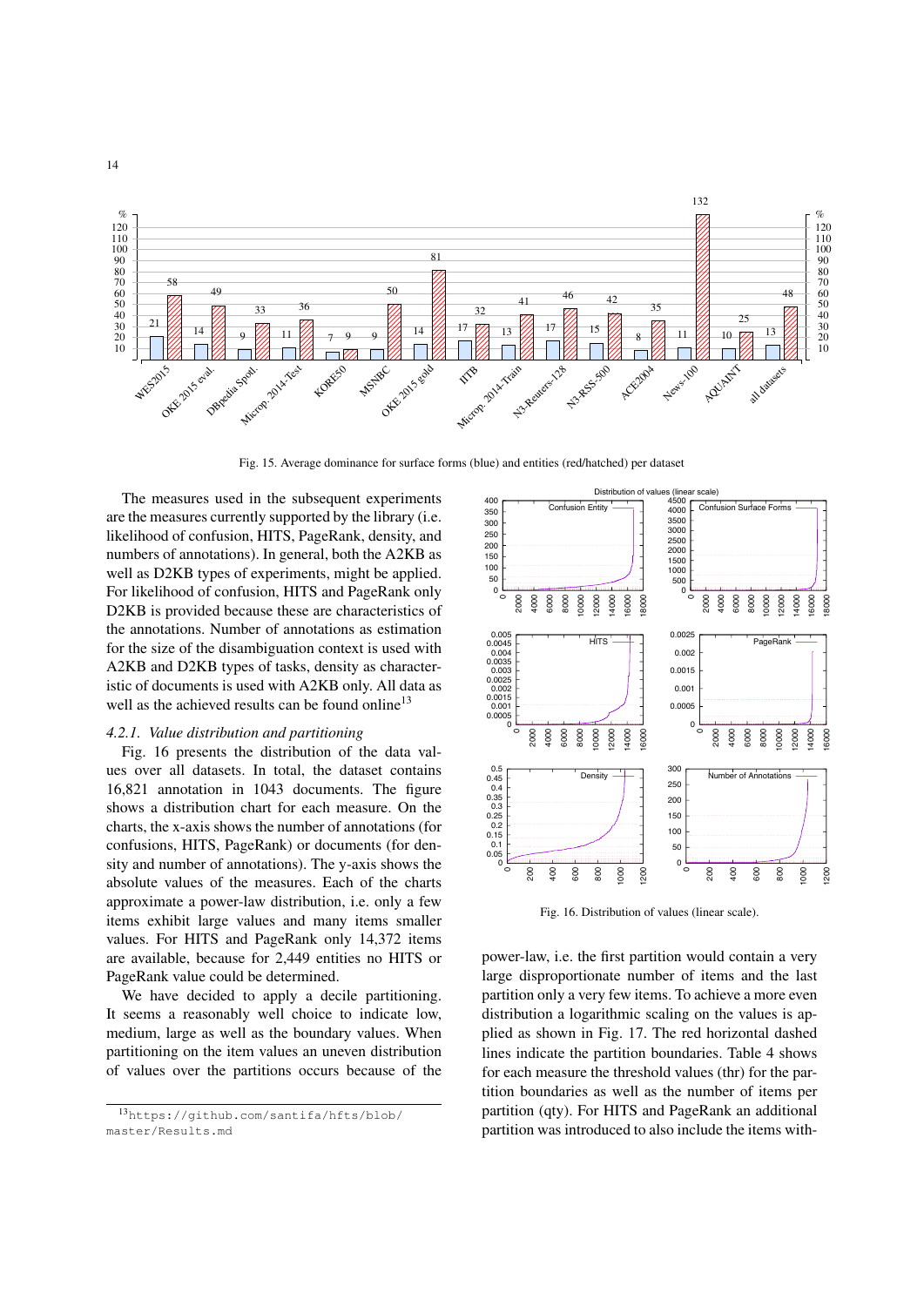%

120
110
100
90
80
70
60
50
40
30
20
10

21 58 | 14 49 | 9 33 | 11 36 | 7 9 | 9 50 | 14 81 | 17 32 | 13 41 | 17 46 | 15 42 | 8 35 | 11 132 | 10 25 | 13 48

WES2015, OKE 2015 eval., DBpedia Spotl., Microp. 2014-Test, KORE50, MSNBC, OKE 2015 gold, IITB, Microp. 2014-Train, N3-Reuters-128, N3-RSS-500, ACE2004, News-100, AQUAINT, all datasets

Fig. 15. Average dominance for surface forms (blue) and entities (red/hatched) per dataset

The measures used in the subsequent experiments are the measures currently supported by the library (i.e. likelihood of confusion, HITS, PageRank, density, and numbers of annotations). In general, both the A2KB as well as D2KB types of experiments, might be applied. For likelihood of confusion, HITS and PageRank only D2KB is provided because these are characteristics of the annotations. Number of annotations as estimation for the size of the disambiguation context is used with A2KB and D2KB types of tasks, density as characteristic of documents is used with A2KB only. All data as well as the achieved results can be found online[13]

### 4.2.1. *Value distribution and partitioning*

Fig. 16 presents the distribution of the data values over all datasets. In total, the dataset contains 16,821 annotation in 1043 documents. The figure shows a distribution chart for each measure. On the charts, the x-axis shows the number of annotations (for confusions, HITS, PageRank) or documents (for density and number of annotations). The y-axis shows the absolute values of the measures. Each of the charts approximate a power-law distribution, i.e. only a few items exhibit large values and many items smaller values. For HITS and PageRank only 14,372 items are available, because for 2,449 entities no HITS or PageRank value could be determined.

We have decided to apply a decile partitioning. It seems a reasonably well choice to indicate low, medium, large as well as the boundary values. When partitioning on the item values an uneven distribution of values over the partitions occurs because of the

Distribution of values (linear scale)

Confusion Entity

Confusion Surface Forms

HITS

PageRank

Density

Number of Annotations

Fig. 16. Distribution of values (linear scale).

power-law, i.e. the first partition would contain a very large disproportionate number of items and the last partition only a very few items. To achieve a more even distribution a logarithmic scaling on the values is applied as shown in Fig. 17. The red horizontal dashed lines indicate the partition boundaries. Table 4 shows for each measure the threshold values (thr) for the partition boundaries as well as the number of items per partition (qty). For HITS and PageRank an additional partition was introduced to also include the items with-

[13] https://github.com/santifa/hfts/blob/master/Results.md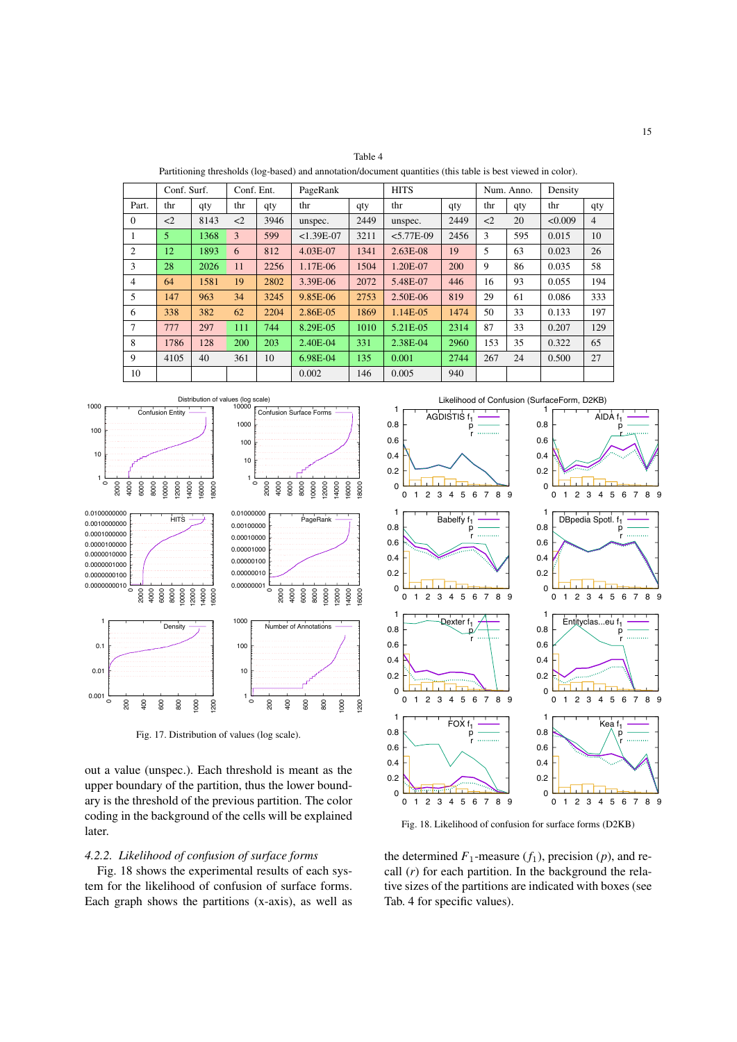Table 4

Partitioning thresholds (log-based) and annotation/document quantities (this table is best viewed in color).

| | Conf. Surf. | | Conf. Ent. | | PageRank | | HITS | | Num. Anno. | | Density | |
|---|---|---|---|---|---|---|---|---|---|---|---|---|
| Part. | thr | qty | thr | qty | thr | qty | thr | qty | thr | qty | thr | qty |
| 0 | <2 | 8143 | <2 | 3946 | unspec. | 2449 | unspec. | 2449 | <2 | 20 | <0.009 | 4 |
| 1 | 5 | 1368 | 3 | 599 | <1.39E-07 | 3211 | <5.77E-09 | 2456 | 3 | 595 | 0.015 | 10 |
| 2 | 12 | 1893 | 6 | 812 | 4.03E-07 | 1341 | 2.63E-08 | 19 | 5 | 63 | 0.023 | 26 |
| 3 | 28 | 2026 | 11 | 2256 | 1.17E-06 | 1504 | 1.20E-07 | 200 | 9 | 86 | 0.035 | 58 |
| 4 | 64 | 1581 | 19 | 2802 | 3.39E-06 | 2072 | 5.48E-07 | 446 | 16 | 93 | 0.055 | 194 |
| 5 | 147 | 963 | 34 | 3245 | 9.85E-06 | 2753 | 2.50E-06 | 819 | 29 | 61 | 0.086 | 333 |
| 6 | 338 | 382 | 62 | 2204 | 2.86E-05 | 1869 | 1.14E-05 | 1474 | 50 | 33 | 0.133 | 197 |
| 7 | 777 | 297 | 111 | 744 | 8.29E-05 | 1010 | 5.21E-05 | 2314 | 87 | 33 | 0.207 | 129 |
| 8 | 1786 | 128 | 200 | 203 | 2.40E-04 | 331 | 2.38E-04 | 2960 | 153 | 35 | 0.322 | 65 |
| 9 | 4105 | 40 | 361 | 10 | 6.98E-04 | 135 | 0.001 | 2744 | 267 | 24 | 0.500 | 27 |
| 10 | | | | | 0.002 | 146 | 0.005 | 940 | | | | |

Distribution of values (log scale)

Confusion Entity

Confusion Surface Forms

HITS

PageRank

Density

Number of Annotations

Fig. 17. Distribution of values (log scale).

out a value (unspec.). Each threshold is meant as the upper boundary of the partition, thus the lower boundary is the threshold of the previous partition. The color coding in the background of the cells will be explained later.

#### 4.2.2. Likelihood of confusion of surface forms

Fig. 18 shows the experimental results of each system for the likelihood of confusion of surface forms. Each graph shows the partitions (x-axis), as well as the determined $F_1$-measure ($f_1$), precision ($p$), and recall ($r$) for each partition. In the background the relative sizes of the partitions are indicated with boxes (see Tab. 4 for specific values).

Likelihood of Confusion (SurfaceForm, D2KB)

AGDISTIS $f_1$ p r

AIDA $f_1$ p r

Babelfy $f_1$ p r

DBpedia Spotl. $f_1$ p r

Dexter $f_1$ p r

Entityclas...eu $f_1$ p r

FOX $f_1$ p r

Kea $f_1$ p r

Fig. 18. Likelihood of confusion for surface forms (D2KB)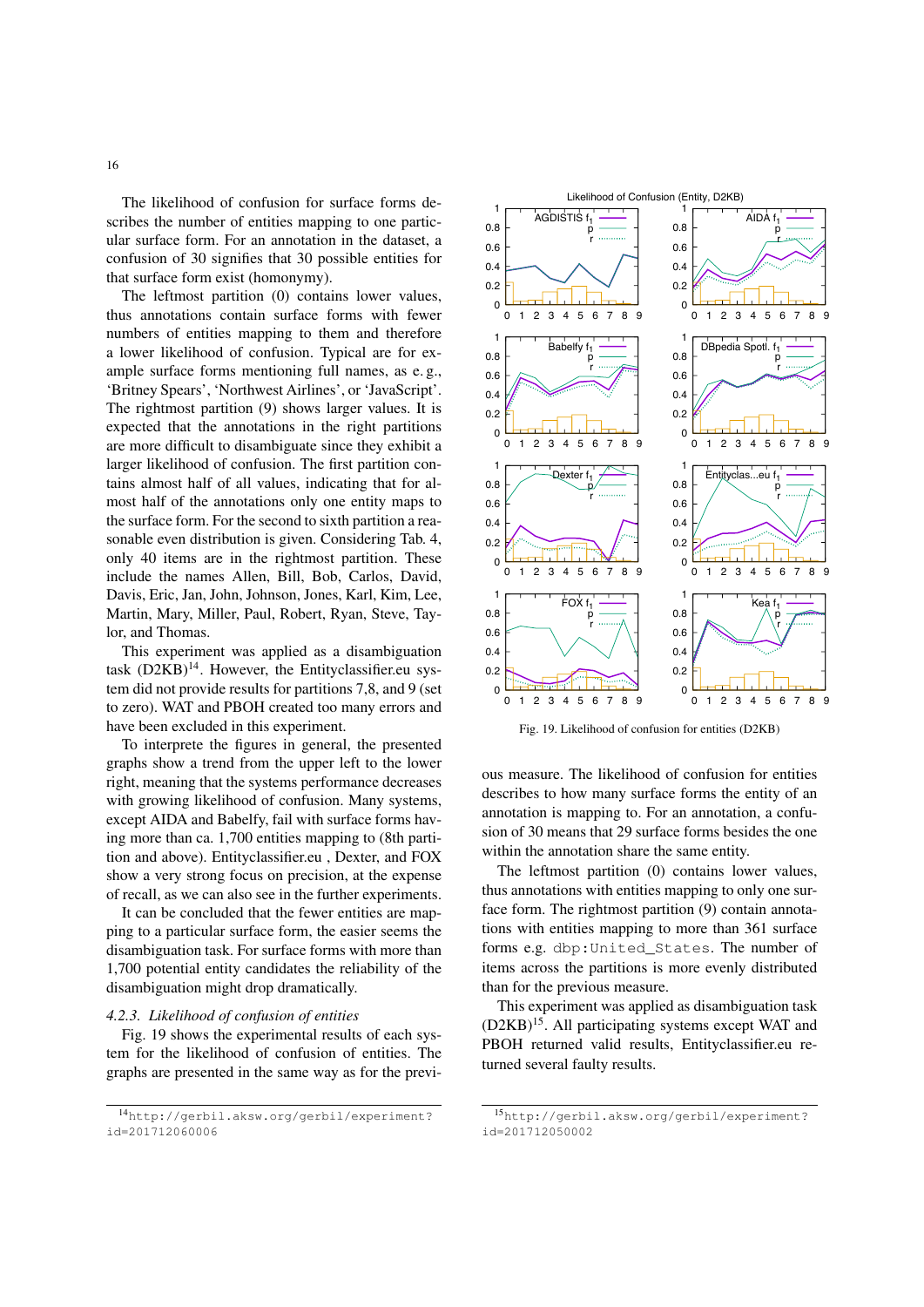The likelihood of confusion for surface forms describes the number of entities mapping to one particular surface form. For an annotation in the dataset, a confusion of 30 signifies that 30 possible entities for that surface form exist (homonymy).

The leftmost partition (0) contains lower values, thus annotations contain surface forms with fewer numbers of entities mapping to them and therefore a lower likelihood of confusion. Typical are for example surface forms mentioning full names, as e. g., 'Britney Spears', 'Northwest Airlines', or 'JavaScript'. The rightmost partition (9) shows larger values. It is expected that the annotations in the right partitions are more difficult to disambiguate since they exhibit a larger likelihood of confusion. The first partition contains almost half of all values, indicating that for almost half of the annotations only one entity maps to the surface form. For the second to sixth partition a reasonable even distribution is given. Considering Tab. 4, only 40 items are in the rightmost partition. These include the names Allen, Bill, Bob, Carlos, David, Davis, Eric, Jan, John, Johnson, Jones, Karl, Kim, Lee, Martin, Mary, Miller, Paul, Robert, Ryan, Steve, Taylor, and Thomas.

This experiment was applied as a disambiguation task (D2KB)[14]. However, the Entityclassifier.eu system did not provide results for partitions 7,8, and 9 (set to zero). WAT and PBOH created too many errors and have been excluded in this experiment.

To interprete the figures in general, the presented graphs show a trend from the upper left to the lower right, meaning that the systems performance decreases with growing likelihood of confusion. Many systems, except AIDA and Babelfy, fail with surface forms having more than ca. 1,700 entities mapping to (8th partition and above). Entityclassifier.eu , Dexter, and FOX show a very strong focus on precision, at the expense of recall, as we can also see in the further experiments.

It can be concluded that the fewer entities are mapping to a particular surface form, the easier seems the disambiguation task. For surface forms with more than 1,700 potential entity candidates the reliability of the disambiguation might drop dramatically.

### 4.2.3. *Likelihood of confusion of entities*

Fig. 19 shows the experimental results of each system for the likelihood of confusion of entities. The graphs are presented in the same way as for the previous measure. The likelihood of confusion for entities describes to how many surface forms the entity of an annotation is mapping to. For an annotation, a confusion of 30 means that 29 surface forms besides the one within the annotation share the same entity.

Likelihood of Confusion (Entity, D2KB)

AGDISTIS $f_1$ p r
AIDA $f_1$ p r
Babelfy $f_1$ p r
DBpedia Spotl. $f_1$ p r
Dexter $f_1$ p r
Entityclas...eu $f_1$ p r
FOX $f_1$ p r
Kea $f_1$ p r

0 0.2 0.4 0.6 0.8 1
0 1 2 3 4 5 6 7 8 9

Fig. 19. Likelihood of confusion for entities (D2KB)

The leftmost partition (0) contains lower values, thus annotations with entities mapping to only one surface form. The rightmost partition (9) contain annotations with entities mapping to more than 361 surface forms e.g. `dbp:United_States`. The number of items across the partitions is more evenly distributed than for the previous measure.

This experiment was applied as disambiguation task (D2KB)[15]. All participating systems except WAT and PBOH returned valid results, Entityclassifier.eu returned several faulty results.

[14] http://gerbil.aksw.org/gerbil/experiment?id=201712060006

[15] http://gerbil.aksw.org/gerbil/experiment?id=201712050002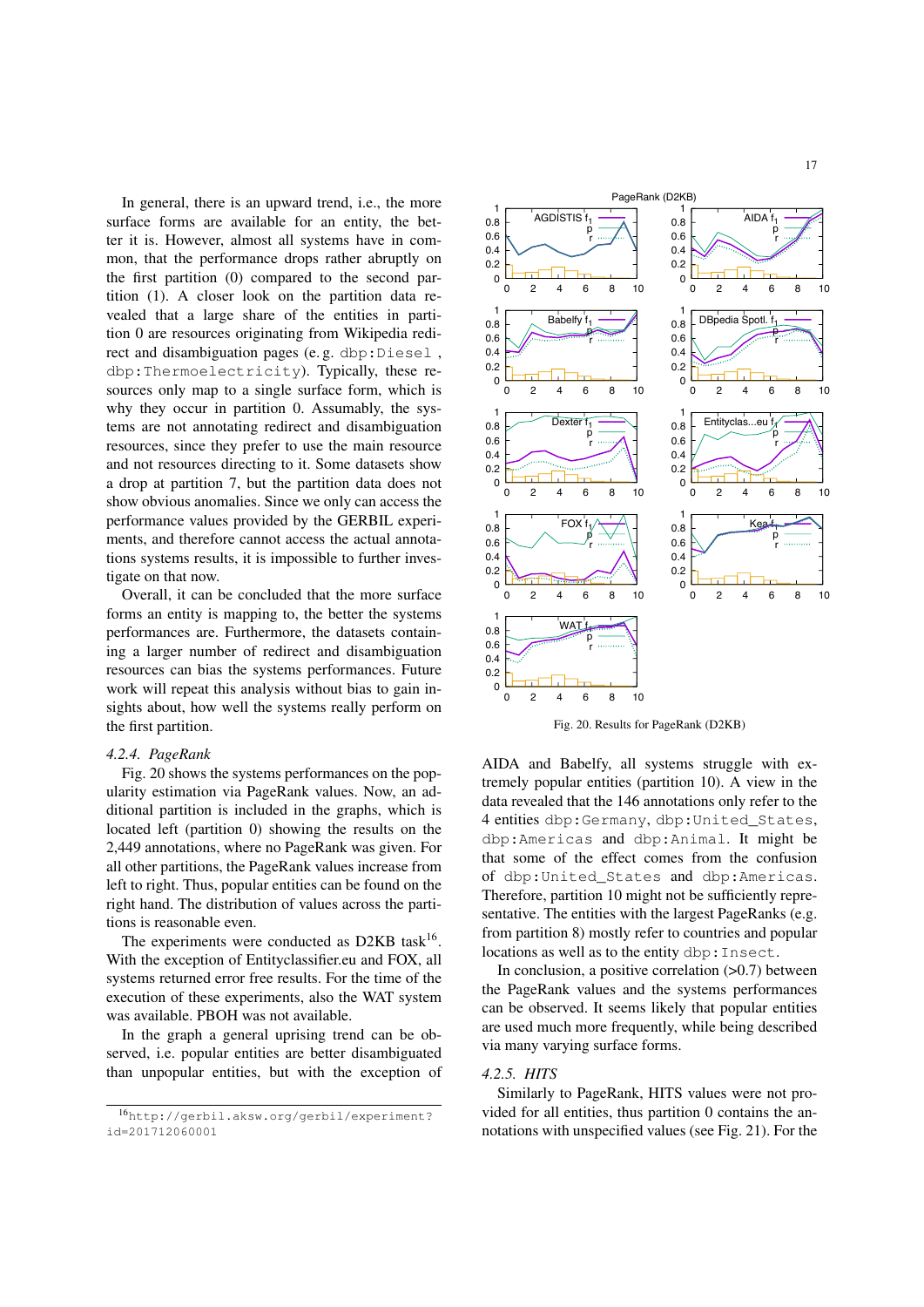In general, there is an upward trend, i.e., the more surface forms are available for an entity, the better it is. However, almost all systems have in common, that the performance drops rather abruptly on the first partition (0) compared to the second partition (1). A closer look on the partition data revealed that a large share of the entities in partition 0 are resources originating from Wikipedia redirect and disambiguation pages (e. g. `dbp:Diesel`, `dbp:Thermoelectricity`). Typically, these resources only map to a single surface form, which is why they occur in partition 0. Assumably, the systems are not annotating redirect and disambiguation resources, since they prefer to use the main resource and not resources directing to it. Some datasets show a drop at partition 7, but the partition data does not show obvious anomalies. Since we only can access the performance values provided by the GERBIL experiments, and therefore cannot access the actual annotations systems results, it is impossible to further investigate on that now.

Overall, it can be concluded that the more surface forms an entity is mapping to, the better the systems performances are. Furthermore, the datasets containing a larger number of redirect and disambiguation resources can bias the systems performances. Future work will repeat this analysis without bias to gain insights about, how well the systems really perform on the first partition.

#### 4.2.4. PageRank

Fig. 20 shows the systems performances on the popularity estimation via PageRank values. Now, an additional partition is included in the graphs, which is located left (partition 0) showing the results on the 2,449 annotations, where no PageRank was given. For all other partitions, the PageRank values increase from left to right. Thus, popular entities can be found on the right hand. The distribution of values across the partitions is reasonable even.

The experiments were conducted as D2KB task[16]. With the exception of Entityclassifier.eu and FOX, all systems returned error free results. For the time of the execution of these experiments, also the WAT system was available. PBOH was not available.

In the graph a general uprising trend can be observed, i.e. popular entities are better disambiguated than unpopular entities, but with the exception of AIDA and Babelfy, all systems struggle with extremely popular entities (partition 10). A view in the data revealed that the 146 annotations only refer to the 4 entities `dbp:Germany`, `dbp:United_States`, `dbp:Americas` and `dbp:Animal`. It might be that some of the effect comes from the confusion of `dbp:United_States` and `dbp:Americas`. Therefore, partition 10 might not be sufficiently representative. The entities with the largest PageRanks (e.g. from partition 8) mostly refer to countries and popular locations as well as to the entity `dbp:Insect`.

In conclusion, a positive correlation (>0.7) between the PageRank values and the systems performances can be observed. It seems likely that popular entities are used much more frequently, while being described via many varying surface forms.

PageRank (D2KB)

AGDISTIS f1 p r
AIDA f1 p r
Babelfy f1 p r
DBpedia Spotl. f1 p r
Dexter f1 p r
Entityclas...eu f1 p r
FOX f1 p r
Kea f1 p r
WAT f1 p r

Fig. 20. Results for PageRank (D2KB)

#### 4.2.5. HITS

Similarly to PageRank, HITS values were not provided for all entities, thus partition 0 contains the annotations with unspecified values (see Fig. 21). For the

[16] http://gerbil.aksw.org/gerbil/experiment?id=201712060001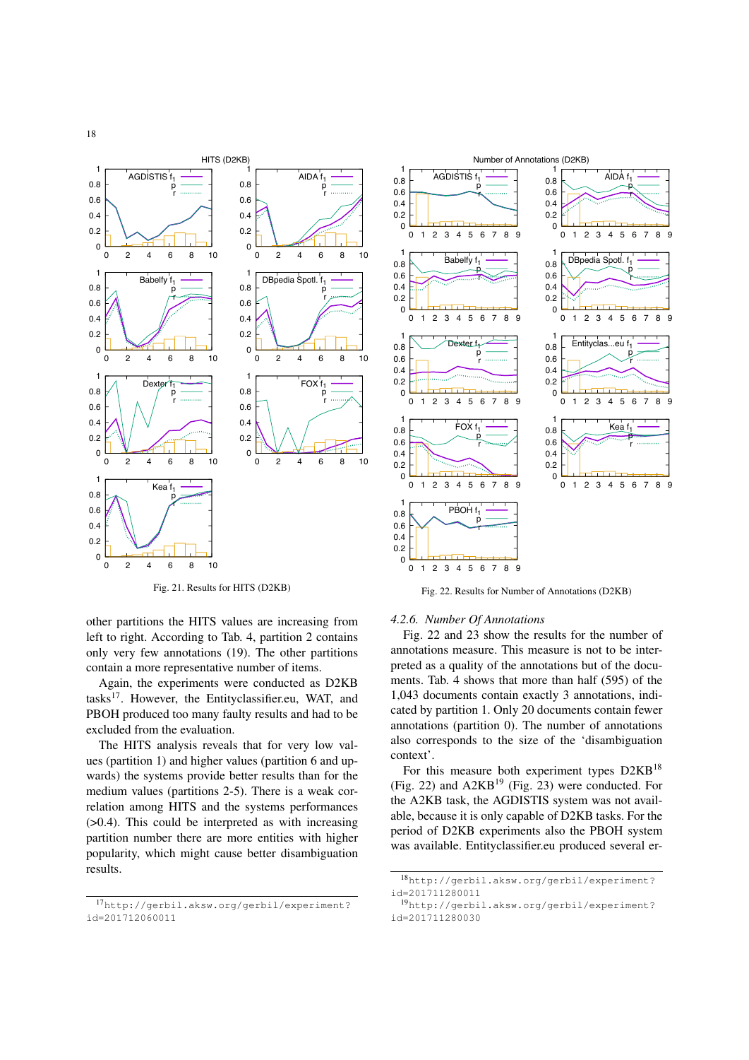HITS (D2KB)

AGDISTIS $f_1$ p r

AIDA $f_1$ p r

Babelfy $f_1$ p r

DBpedia Spotl. $f_1$ p r

Dexter $f_1$ p r

FOX $f_1$ p r

Kea $f_1$ p r

Fig. 21. Results for HITS (D2KB)

Number of Annotations (D2KB)

AGDISTIS $f_1$ p r

AIDA $f_1$ p r

Babelfy $f_1$ p r

DBpedia Spotl. $f_1$ p r

Dexter $f_1$ p r

Entityclas...eu $f_1$ p r

FOX $f_1$ p r

Kea $f_1$ p r

PBOH $f_1$ p r

Fig. 22. Results for Number of Annotations (D2KB)

other partitions the HITS values are increasing from left to right. According to Tab. 4, partition 2 contains only very few annotations (19). The other partitions contain a more representative number of items.

Again, the experiments were conducted as D2KB tasks[17]. However, the Entityclassifier.eu, WAT, and PBOH produced too many faulty results and had to be excluded from the evaluation.

The HITS analysis reveals that for very low values (partition 1) and higher values (partition 6 and upwards) the systems provide better results than for the medium values (partitions 2-5). There is a weak correlation among HITS and the systems performances (>0.4). This could be interpreted as with increasing partition number there are more entities with higher popularity, which might cause better disambiguation results.

#### 4.2.6. Number Of Annotations

Fig. 22 and 23 show the results for the number of annotations measure. This measure is not to be interpreted as a quality of the annotations but of the documents. Tab. 4 shows that more than half (595) of the 1,043 documents contain exactly 3 annotations, indicated by partition 1. Only 20 documents contain fewer annotations (partition 0). The number of annotations also corresponds to the size of the 'disambiguation context'.

For this measure both experiment types D2KB[18] (Fig. 22) and A2KB[19] (Fig. 23) were conducted. For the A2KB task, the AGDISTIS system was not available, because it is only capable of D2KB tasks. For the period of D2KB experiments also the PBOH system was available. Entityclassifier.eu produced several er-

[17] http://gerbil.aksw.org/gerbil/experiment?id=201712060011

[18] http://gerbil.aksw.org/gerbil/experiment?id=201711280011

[19] http://gerbil.aksw.org/gerbil/experiment?id=201711280030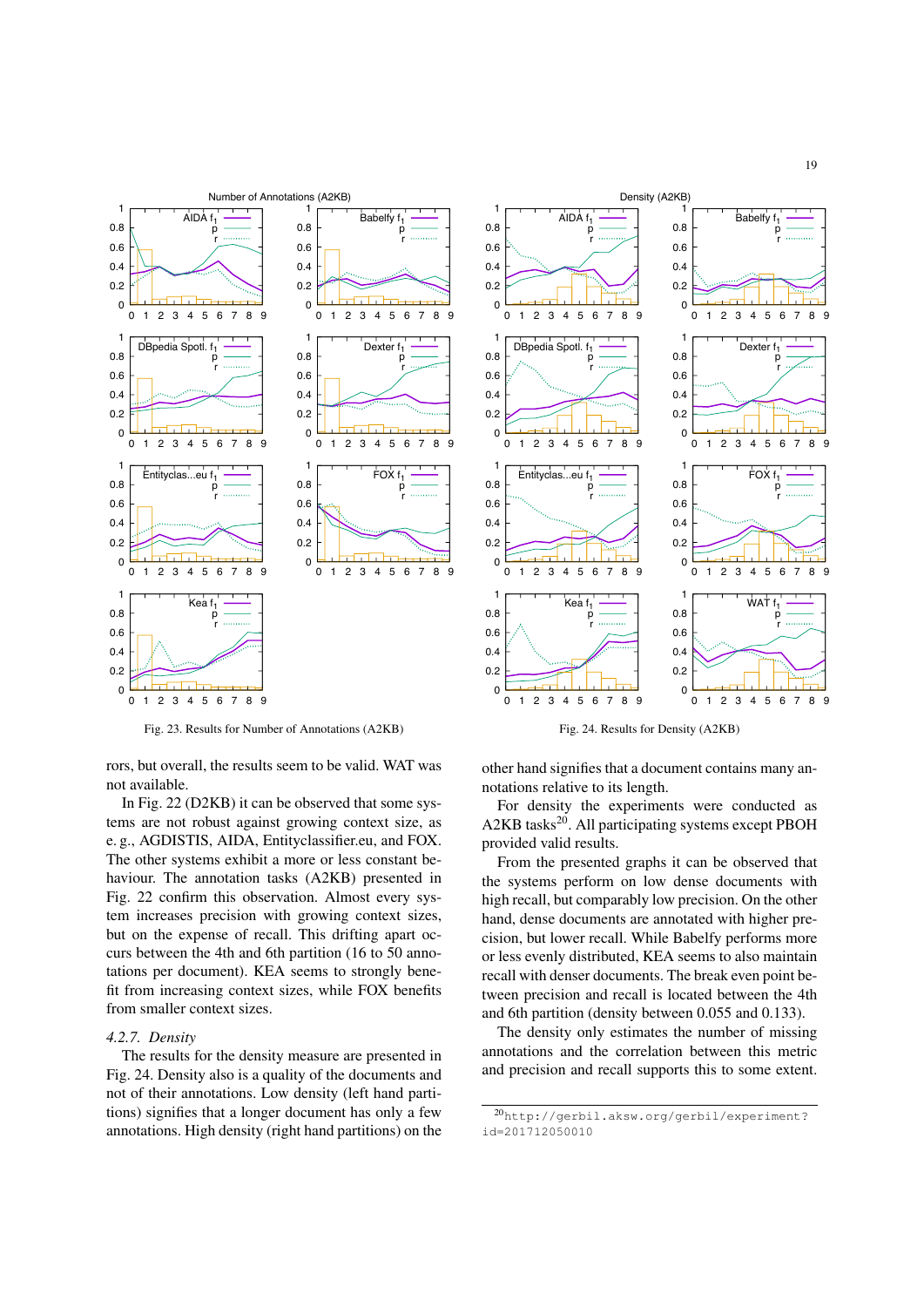Number of Annotations (A2KB)

Density (A2KB)

Fig. 23. Results for Number of Annotations (A2KB)

Fig. 24. Results for Density (A2KB)

rors, but overall, the results seem to be valid. WAT was not available.

In Fig. 22 (D2KB) it can be observed that some systems are not robust against growing context size, as e. g., AGDISTIS, AIDA, Entityclassifier.eu, and FOX. The other systems exhibit a more or less constant behaviour. The annotation tasks (A2KB) presented in Fig. 22 confirm this observation. Almost every system increases precision with growing context sizes, but on the expense of recall. This drifting apart occurs between the 4th and 6th partition (16 to 50 annotations per document). KEA seems to strongly benefit from increasing context sizes, while FOX benefits from smaller context sizes.

### 4.2.7. *Density*

The results for the density measure are presented in Fig. 24. Density also is a quality of the documents and not of their annotations. Low density (left hand partitions) signifies that a longer document has only a few annotations. High density (right hand partitions) on the other hand signifies that a document contains many annotations relative to its length.

For density the experiments were conducted as A2KB tasks[20]. All participating systems except PBOH provided valid results.

From the presented graphs it can be observed that the systems perform on low dense documents with high recall, but comparably low precision. On the other hand, dense documents are annotated with higher precision, but lower recall. While Babelfy performs more or less evenly distributed, KEA seems to also maintain recall with denser documents. The break even point between precision and recall is located between the 4th and 6th partition (density between 0.055 and 0.133).

The density only estimates the number of missing annotations and the correlation between this metric and precision and recall supports this to some extent.

[20]http://gerbil.aksw.org/gerbil/experiment?id=201712050010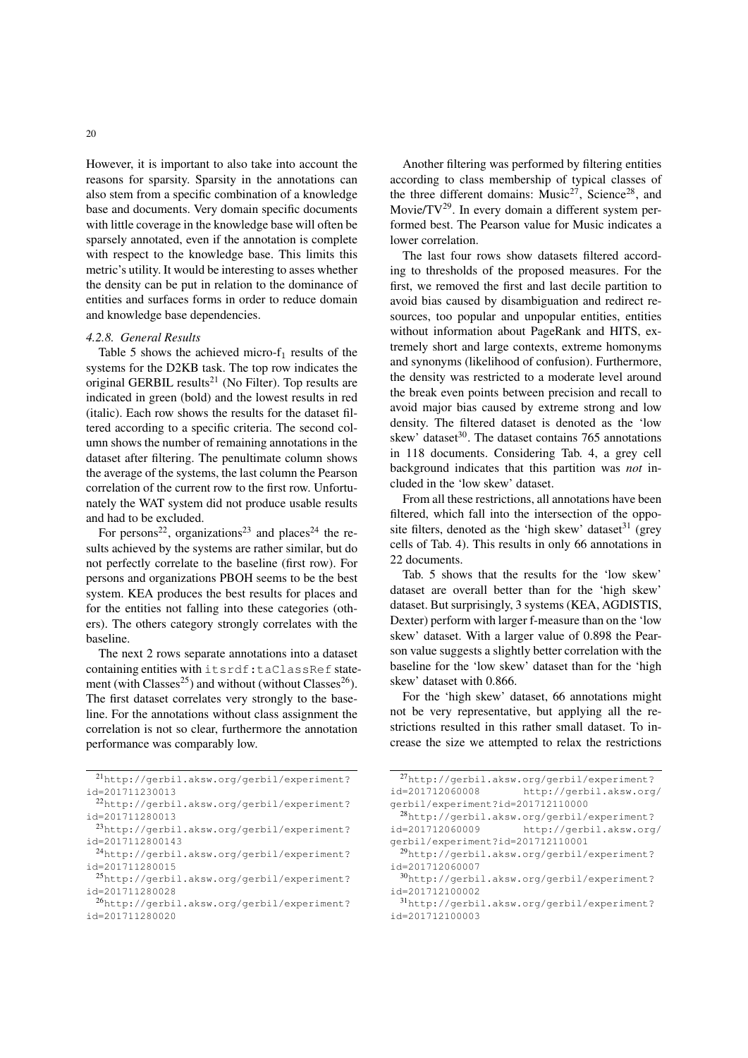However, it is important to also take into account the reasons for sparsity. Sparsity in the annotations can also stem from a specific combination of a knowledge base and documents. Very domain specific documents with little coverage in the knowledge base will often be sparsely annotated, even if the annotation is complete with respect to the knowledge base. This limits this metric's utility. It would be interesting to asses whether the density can be put in relation to the dominance of entities and surfaces forms in order to reduce domain and knowledge base dependencies.

#### *4.2.8. General Results*

Table 5 shows the achieved micro-$f_1$ results of the systems for the D2KB task. The top row indicates the original GERBIL results[21] (No Filter). Top results are indicated in green (bold) and the lowest results in red (italic). Each row shows the results for the dataset filtered according to a specific criteria. The second column shows the number of remaining annotations in the dataset after filtering. The penultimate column shows the average of the systems, the last column the Pearson correlation of the current row to the first row. Unfortunately the WAT system did not produce usable results and had to be excluded.

For persons[22], organizations[23] and places[24] the results achieved by the systems are rather similar, but do not perfectly correlate to the baseline (first row). For persons and organizations PBOH seems to be the best system. KEA produces the best results for places and for the entities not falling into these categories (others). The others category strongly correlates with the baseline.

The next 2 rows separate annotations into a dataset containing entities with `itsrdf:taClassRef` statement (with Classes[25]) and without (without Classes[26]). The first dataset correlates very strongly to the baseline. For the annotations without class assignment the correlation is not so clear, furthermore the annotation performance was comparably low.

Another filtering was performed by filtering entities according to class membership of typical classes of the three different domains: Music[27], Science[28], and Movie/TV[29]. In every domain a different system performed best. The Pearson value for Music indicates a lower correlation.

The last four rows show datasets filtered according to thresholds of the proposed measures. For the first, we removed the first and last decile partition to avoid bias caused by disambiguation and redirect resources, too popular and unpopular entities, entities without information about PageRank and HITS, extremely short and large contexts, extreme homonyms and synonyms (likelihood of confusion). Furthermore, the density was restricted to a moderate level around the break even points between precision and recall to avoid major bias caused by extreme strong and low density. The filtered dataset is denoted as the 'low skew' dataset[30]. The dataset contains 765 annotations in 118 documents. Considering Tab. 4, a grey cell background indicates that this partition was *not* included in the 'low skew' dataset.

From all these restrictions, all annotations have been filtered, which fall into the intersection of the opposite filters, denoted as the 'high skew' dataset[31] (grey cells of Tab. 4). This results in only 66 annotations in 22 documents.

Tab. 5 shows that the results for the 'low skew' dataset are overall better than for the 'high skew' dataset. But surprisingly, 3 systems (KEA, AGDISTIS, Dexter) perform with larger f-measure than on the 'low skew' dataset. With a larger value of 0.898 the Pearson value suggests a slightly better correlation with the baseline for the 'low skew' dataset than for the 'high skew' dataset with 0.866.

For the 'high skew' dataset, 66 annotations might not be very representative, but applying all the restrictions resulted in this rather small dataset. To increase the size we attempted to relax the restrictions

---

[21] http://gerbil.aksw.org/gerbil/experiment?id=201711230013

[22] http://gerbil.aksw.org/gerbil/experiment?id=201711280013

[23] http://gerbil.aksw.org/gerbil/experiment?id=2017112800143

[24] http://gerbil.aksw.org/gerbil/experiment?id=201711280015

[25] http://gerbil.aksw.org/gerbil/experiment?id=201711280028

[26] http://gerbil.aksw.org/gerbil/experiment?id=201711280020

[27] http://gerbil.aksw.org/gerbil/experiment?id=201712060008 http://gerbil.aksw.org/gerbil/experiment?id=201712110000

[28] http://gerbil.aksw.org/gerbil/experiment?id=201712060009 http://gerbil.aksw.org/gerbil/experiment?id=201712110001

[29] http://gerbil.aksw.org/gerbil/experiment?id=201712060007

[30] http://gerbil.aksw.org/gerbil/experiment?id=201712100002

[31] http://gerbil.aksw.org/gerbil/experiment?id=201712100003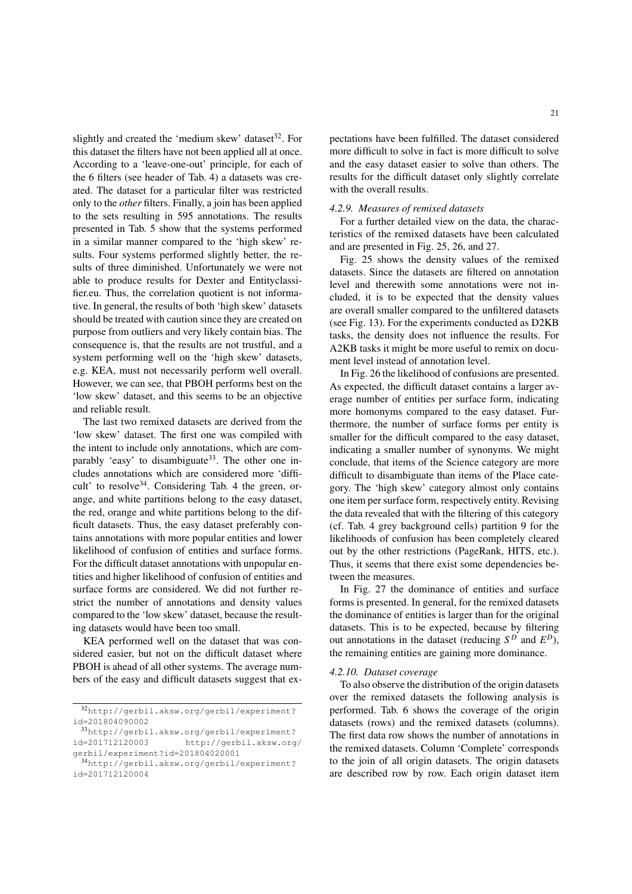slightly and created the 'medium skew' dataset[32]. For this dataset the filters have not been applied all at once. According to a 'leave-one-out' principle, for each of the 6 filters (see header of Tab. 4) a datasets was created. The dataset for a particular filter was restricted only to the *other* filters. Finally, a join has been applied to the sets resulting in 595 annotations. The results presented in Tab. 5 show that the systems performed in a similar manner compared to the 'high skew' results. Four systems performed slightly better, the results of three diminished. Unfortunately we were not able to produce results for Dexter and Entityclassifier.eu. Thus, the correlation quotient is not informative. In general, the results of both 'high skew' datasets should be treated with caution since they are created on purpose from outliers and very likely contain bias. The consequence is, that the results are not trustful, and a system performing well on the 'high skew' datasets, e.g. KEA, must not necessarily perform well overall. However, we can see, that PBOH performs best on the 'low skew' dataset, and this seems to be an objective and reliable result.

The last two remixed datasets are derived from the 'low skew' dataset. The first one was compiled with the intent to include only annotations, which are comparably 'easy' to disambiguate[33]. The other one includes annotations which are considered more 'difficult' to resolve[34]. Considering Tab. 4 the green, orange, and white partitions belong to the easy dataset, the red, orange and white partitions belong to the difficult datasets. Thus, the easy dataset preferably contains annotations with more popular entities and lower likelihood of confusion of entities and surface forms. For the difficult dataset annotations with unpopular entities and higher likelihood of confusion of entities and surface forms are considered. We did not further restrict the number of annotations and density values compared to the 'low skew' dataset, because the resulting datasets would have been too small.

KEA performed well on the dataset that was considered easier, but not on the difficult dataset where PBOH is ahead of all other systems. The average numbers of the easy and difficult datasets suggest that expectations have been fulfilled. The dataset considered more difficult to solve in fact is more difficult to solve and the easy dataset easier to solve than others. The results for the difficult dataset only slightly correlate with the overall results.

#### *4.2.9. Measures of remixed datasets*

For a further detailed view on the data, the characteristics of the remixed datasets have been calculated and are presented in Fig. 25, 26, and 27.

Fig. 25 shows the density values of the remixed datasets. Since the datasets are filtered on annotation level and therewith some annotations were not included, it is to be expected that the density values are overall smaller compared to the unfiltered datasets (see Fig. 13). For the experiments conducted as D2KB tasks, the density does not influence the results. For A2KB tasks it might be more useful to remix on document level instead of annotation level.

In Fig. 26 the likelihood of confusions are presented. As expected, the difficult dataset contains a larger average number of entities per surface form, indicating more homonyms compared to the easy dataset. Furthermore, the number of surface forms per entity is smaller for the difficult compared to the easy dataset, indicating a smaller number of synonyms. We might conclude, that items of the Science category are more difficult to disambiguate than items of the Place category. The 'high skew' category almost only contains one item per surface form, respectively entity. Revising the data revealed that with the filtering of this category (cf. Tab. 4 grey background cells) partition 9 for the likelihoods of confusion has been completely cleared out by the other restrictions (PageRank, HITS, etc.). Thus, it seems that there exist some dependencies between the measures.

In Fig. 27 the dominance of entities and surface forms is presented. In general, for the remixed datasets the dominance of entities is larger than for the original datasets. This is to be expected, because by filtering out annotations in the dataset (reducing $S^D$ and $E^D$), the remaining entities are gaining more dominance.

#### *4.2.10. Dataset coverage*

To also observe the distribution of the origin datasets over the remixed datasets the following analysis is performed. Tab. 6 shows the coverage of the origin datasets (rows) and the remixed datasets (columns). The first data row shows the number of annotations in the remixed datasets. Column 'Complete' corresponds to the join of all origin datasets. The origin datasets are described row by row. Each origin dataset item

[32] http://gerbil.aksw.org/gerbil/experiment?id=201804090002

[33] http://gerbil.aksw.org/gerbil/experiment?id=201712120003 http://gerbil.aksw.org/gerbil/experiment?id=201804020001

[34] http://gerbil.aksw.org/gerbil/experiment?id=201712120004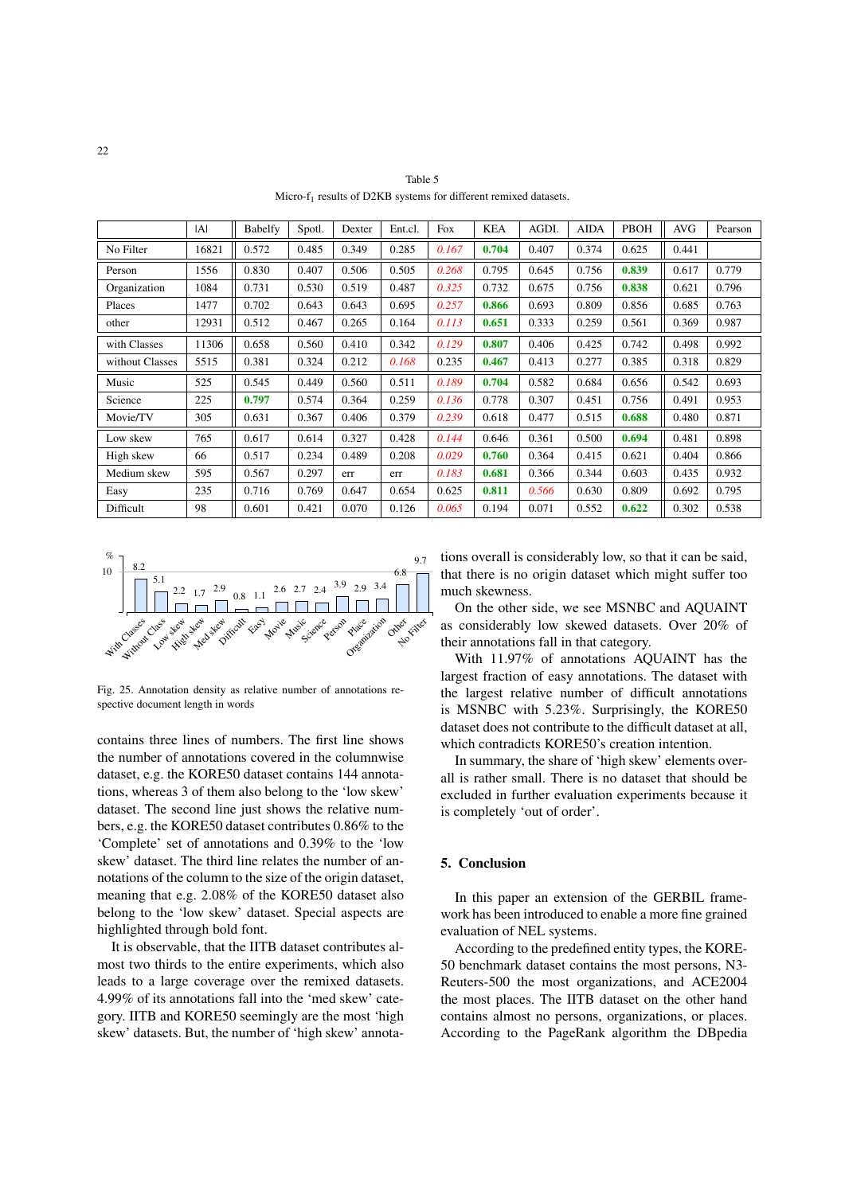Table 5

Micro-$f_1$ results of D2KB systems for different remixed datasets.

| | \|A\| | Babelfy | Spotl. | Dexter | Ent.cl. | Fox | KEA | AGDI. | AIDA | PBOH | AVG | Pearson |
|---|---|---|---|---|---|---|---|---|---|---|---|---|
| No Filter | 16821 | 0.572 | 0.485 | 0.349 | 0.285 | *0.167* | **0.704** | 0.407 | 0.374 | 0.625 | 0.441 | |
| Person | 1556 | 0.830 | 0.407 | 0.506 | 0.505 | *0.268* | 0.795 | 0.645 | 0.756 | **0.839** | 0.617 | 0.779 |
| Organization | 1084 | 0.731 | 0.530 | 0.519 | 0.487 | *0.325* | 0.732 | 0.675 | 0.756 | **0.838** | 0.621 | 0.796 |
| Places | 1477 | 0.702 | 0.643 | 0.643 | 0.695 | *0.257* | **0.866** | 0.693 | 0.809 | 0.856 | 0.685 | 0.763 |
| other | 12931 | 0.512 | 0.467 | 0.265 | 0.164 | *0.113* | **0.651** | 0.333 | 0.259 | 0.561 | 0.369 | 0.987 |
| with Classes | 11306 | 0.658 | 0.560 | 0.410 | 0.342 | *0.129* | **0.807** | 0.406 | 0.425 | 0.742 | 0.498 | 0.992 |
| without Classes | 5515 | 0.381 | 0.324 | 0.212 | *0.168* | 0.235 | **0.467** | 0.413 | 0.277 | 0.385 | 0.318 | 0.829 |
| Music | 525 | 0.545 | 0.449 | 0.560 | 0.511 | *0.189* | **0.704** | 0.582 | 0.684 | 0.656 | 0.542 | 0.693 |
| Science | 225 | **0.797** | 0.574 | 0.364 | 0.259 | *0.136* | 0.778 | 0.307 | 0.451 | 0.756 | 0.491 | 0.953 |
| Movie/TV | 305 | 0.631 | 0.367 | 0.406 | 0.379 | *0.239* | 0.618 | 0.477 | 0.515 | **0.688** | 0.480 | 0.871 |
| Low skew | 765 | 0.617 | 0.614 | 0.327 | 0.428 | *0.144* | 0.646 | 0.361 | 0.500 | **0.694** | 0.481 | 0.898 |
| High skew | 66 | 0.517 | 0.234 | 0.489 | 0.208 | *0.029* | **0.760** | 0.364 | 0.415 | 0.621 | 0.404 | 0.866 |
| Medium skew | 595 | 0.567 | 0.297 | err | err | *0.183* | **0.681** | 0.366 | 0.344 | 0.603 | 0.435 | 0.932 |
| Easy | 235 | 0.716 | 0.769 | 0.647 | 0.654 | 0.625 | **0.811** | *0.566* | 0.630 | 0.809 | 0.692 | 0.795 |
| Difficult | 98 | 0.601 | 0.421 | 0.070 | 0.126 | *0.065* | 0.194 | 0.071 | 0.552 | **0.622** | 0.302 | 0.538 |

%
10
8.2
5.1
2.2
1.7
2.9
0.8
1.1
2.6
2.7
2.4
3.9
2.9
3.4
6.8
9.7
With Classes, Without Class, Low skew, High skew, Med skew, Difficult, Easy, Movie, Music, Science, Person, Place, Organization, Other, No Filter

Fig. 25. Annotation density as relative number of annotations respective document length in words

contains three lines of numbers. The first line shows the number of annotations covered in the columnwise dataset, e.g. the KORE50 dataset contains 144 annotations, whereas 3 of them also belong to the 'low skew' dataset. The second line just shows the relative numbers, e.g. the KORE50 dataset contributes 0.86% to the 'Complete' set of annotations and 0.39% to the 'low skew' dataset. The third line relates the number of annotations of the column to the size of the origin dataset, meaning that e.g. 2.08% of the KORE50 dataset also belong to the 'low skew' dataset. Special aspects are highlighted through bold font.

It is observable, that the IITB dataset contributes almost two thirds to the entire experiments, which also leads to a large coverage over the remixed datasets. 4.99% of its annotations fall into the 'med skew' category. IITB and KORE50 seemingly are the most 'high skew' datasets. But, the number of 'high skew' annotations overall is considerably low, so that it can be said, that there is no origin dataset which might suffer too much skewness.

On the other side, we see MSNBC and AQUAINT as considerably low skewed datasets. Over 20% of their annotations fall in that category.

With 11.97% of annotations AQUAINT has the largest fraction of easy annotations. The dataset with the largest relative number of difficult annotations is MSNBC with 5.23%. Surprisingly, the KORE50 dataset does not contribute to the difficult dataset at all, which contradicts KORE50's creation intention.

In summary, the share of 'high skew' elements overall is rather small. There is no dataset that should be excluded in further evaluation experiments because it is completely 'out of order'.

## 5. Conclusion

In this paper an extension of the GERBIL framework has been introduced to enable a more fine grained evaluation of NEL systems.

According to the predefined entity types, the KORE-50 benchmark dataset contains the most persons, N3-Reuters-500 the most organizations, and ACE2004 the most places. The IITB dataset on the other hand contains almost no persons, organizations, or places. According to the PageRank algorithm the DBpedia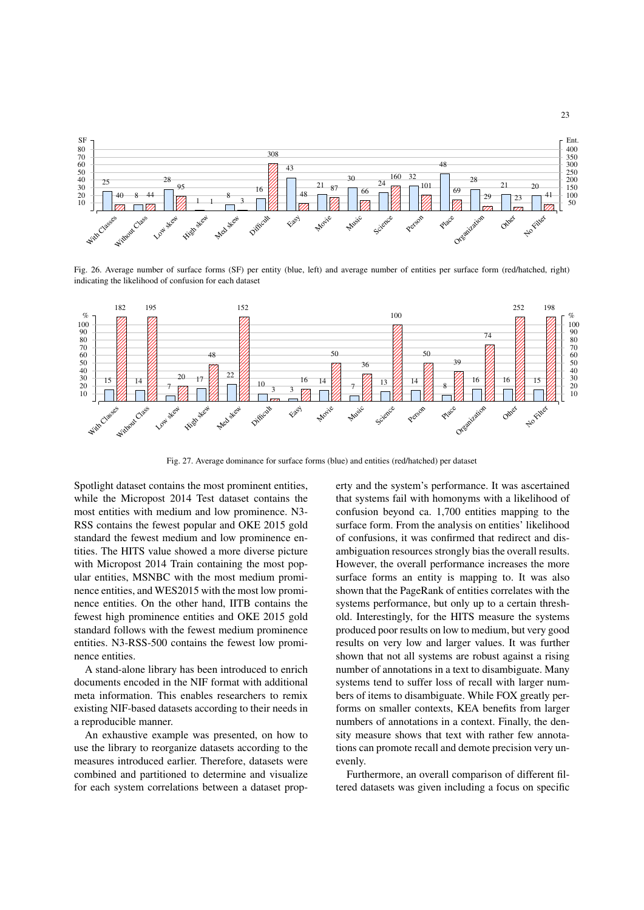Fig. 26. Average number of surface forms (SF) per entity (blue, left) and average number of entities per surface form (red/hatched, right) indicating the likelihood of confusion for each dataset

Fig. 27. Average dominance for surface forms (blue) and entities (red/hatched) per dataset

Spotlight dataset contains the most prominent entities, while the Micropost 2014 Test dataset contains the most entities with medium and low prominence. N3-RSS contains the fewest popular and OKE 2015 gold standard the fewest medium and low prominence entities. The HITS value showed a more diverse picture with Micropost 2014 Train containing the most popular entities, MSNBC with the most medium prominence entities, and WES2015 with the most low prominence entities. On the other hand, IITB contains the fewest high prominence entities and OKE 2015 gold standard follows with the fewest medium prominence entities. N3-RSS-500 contains the fewest low prominence entities.

A stand-alone library has been introduced to enrich documents encoded in the NIF format with additional meta information. This enables researchers to remix existing NIF-based datasets according to their needs in a reproducible manner.

An exhaustive example was presented, on how to use the library to reorganize datasets according to the measures introduced earlier. Therefore, datasets were combined and partitioned to determine and visualize for each system correlations between a dataset property and the system's performance. It was ascertained that systems fail with homonyms with a likelihood of confusion beyond ca. 1,700 entities mapping to the surface form. From the analysis on entities' likelihood of confusions, it was confirmed that redirect and disambiguation resources strongly bias the overall results. However, the overall performance increases the more surface forms an entity is mapping to. It was also shown that the PageRank of entities correlates with the systems performance, but only up to a certain threshold. Interestingly, for the HITS measure the systems produced poor results on low to medium, but very good results on very low and larger values. It was further shown that not all systems are robust against a rising number of annotations in a text to disambiguate. Many systems tend to suffer loss of recall with larger numbers of items to disambiguate. While FOX greatly performs on smaller contexts, KEA benefits from larger numbers of annotations in a context. Finally, the density measure shows that text with rather few annotations can promote recall and demote precision very unevenly.

Furthermore, an overall comparison of different filtered datasets was given including a focus on specific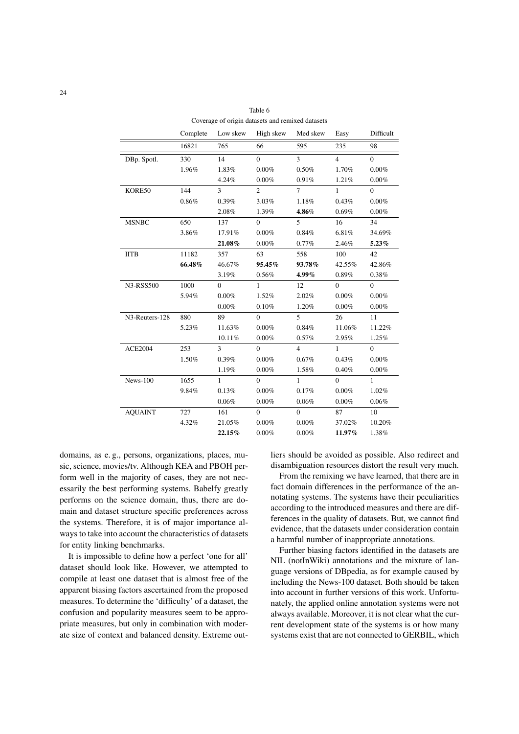Table 6
Coverage of origin datasets and remixed datasets

| | Complete | Low skew | High skew | Med skew | Easy | Difficult |
|---|---|---|---|---|---|---|
| | 16821 | 765 | 66 | 595 | 235 | 98 |
| DBp. Spotl. | 330 | 14 | 0 | 3 | 4 | 0 |
| | 1.96% | 1.83% | 0.00% | 0.50% | 1.70% | 0.00% |
| | | 4.24% | 0.00% | 0.91% | 1.21% | 0.00% |
| KORE50 | 144 | 3 | 2 | 7 | 1 | 0 |
| | 0.86% | 0.39% | 3.03% | 1.18% | 0.43% | 0.00% |
| | | 2.08% | 1.39% | **4.86%** | 0.69% | 0.00% |
| MSNBC | 650 | 137 | 0 | 5 | 16 | 34 |
| | 3.86% | 17.91% | 0.00% | 0.84% | 6.81% | 34.69% |
| | | **21.08%** | 0.00% | 0.77% | 2.46% | **5.23%** |
| IITB | 11182 | 357 | 63 | 558 | 100 | 42 |
| | **66.48%** | 46.67% | **95.45%** | **93.78%** | 42.55% | 42.86% |
| | | 3.19% | 0.56% | **4.99%** | 0.89% | 0.38% |
| N3-RSS500 | 1000 | 0 | 1 | 12 | 0 | 0 |
| | 5.94% | 0.00% | 1.52% | 2.02% | 0.00% | 0.00% |
| | | 0.00% | 0.10% | 1.20% | 0.00% | 0.00% |
| N3-Reuters-128 | 880 | 89 | 0 | 5 | 26 | 11 |
| | 5.23% | 11.63% | 0.00% | 0.84% | 11.06% | 11.22% |
| | | 10.11% | 0.00% | 0.57% | 2.95% | 1.25% |
| ACE2004 | 253 | 3 | 0 | 4 | 1 | 0 |
| | 1.50% | 0.39% | 0.00% | 0.67% | 0.43% | 0.00% |
| | | 1.19% | 0.00% | 1.58% | 0.40% | 0.00% |
| News-100 | 1655 | 1 | 0 | 1 | 0 | 1 |
| | 9.84% | 0.13% | 0.00% | 0.17% | 0.00% | 1.02% |
| | | 0.06% | 0.00% | 0.06% | 0.00% | 0.06% |
| AQUAINT | 727 | 161 | 0 | 0 | 87 | 10 |
| | 4.32% | 21.05% | 0.00% | 0.00% | 37.02% | 10.20% |
| | | **22.15%** | 0.00% | 0.00% | **11.97%** | 1.38% |

domains, as e. g., persons, organizations, places, music, science, movies/tv. Although KEA and PBOH perform well in the majority of cases, they are not necessarily the best performing systems. Babelfy greatly performs on the science domain, thus, there are domain and dataset structure specific preferences across the systems. Therefore, it is of major importance always to take into account the characteristics of datasets for entity linking benchmarks.

It is impossible to define how a perfect 'one for all' dataset should look like. However, we attempted to compile at least one dataset that is almost free of the apparent biasing factors ascertained from the proposed measures. To determine the 'difficulty' of a dataset, the confusion and popularity measures seem to be appropriate measures, but only in combination with moderate size of context and balanced density. Extreme outliers should be avoided as possible. Also redirect and disambiguation resources distort the result very much.

From the remixing we have learned, that there are in fact domain differences in the performance of the annotating systems. The systems have their peculiarities according to the introduced measures and there are differences in the quality of datasets. But, we cannot find evidence, that the datasets under consideration contain a harmful number of inappropriate annotations.

Further biasing factors identified in the datasets are NIL (notInWiki) annotations and the mixture of language versions of DBpedia, as for example caused by including the News-100 dataset. Both should be taken into account in further versions of this work. Unfortunately, the applied online annotation systems were not always available. Moreover, it is not clear what the current development state of the systems is or how many systems exist that are not connected to GERBIL, which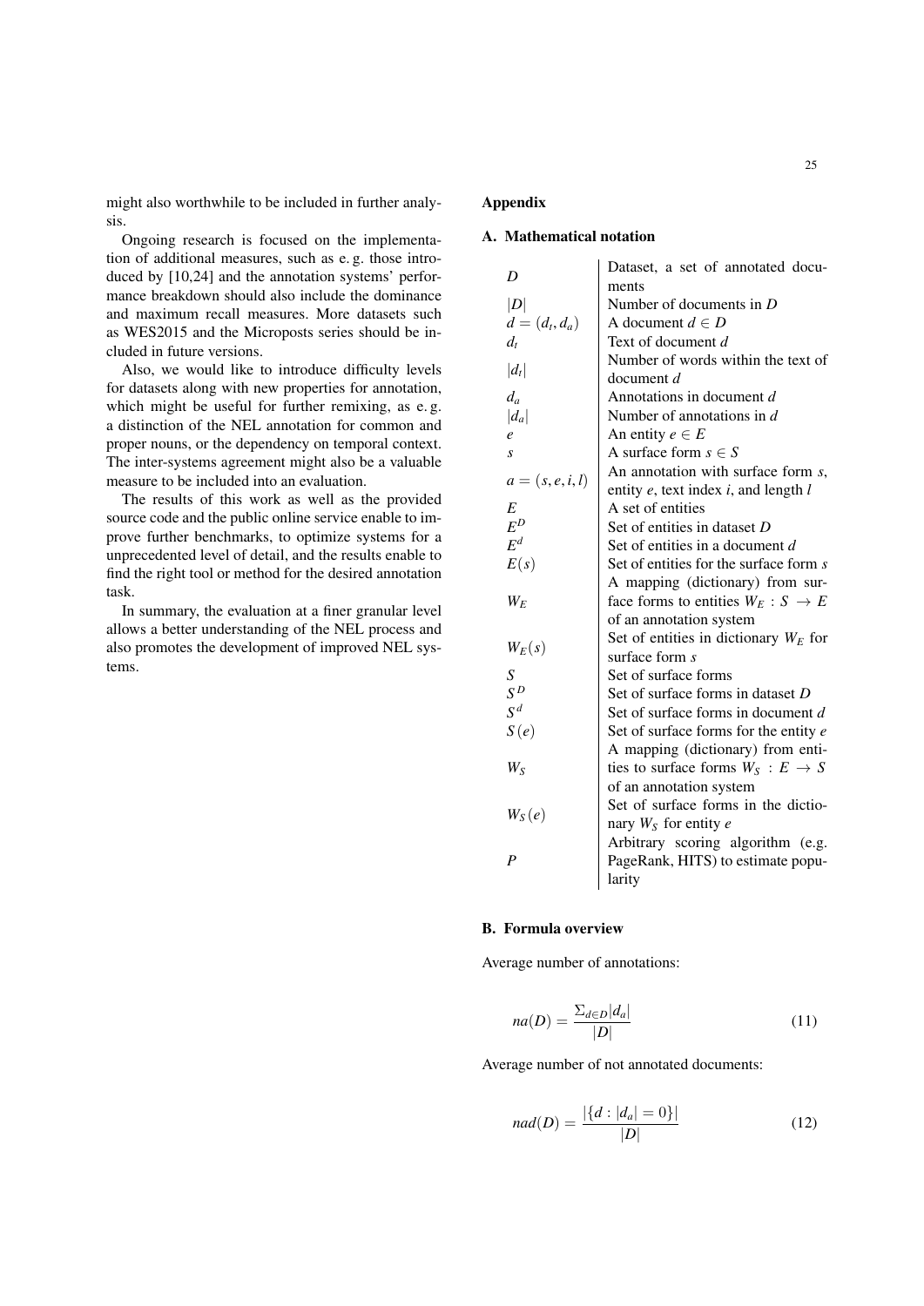might also worthwhile to be included in further analysis.

Ongoing research is focused on the implementation of additional measures, such as e. g. those introduced by [10,24] and the annotation systems' performance breakdown should also include the dominance and maximum recall measures. More datasets such as WES2015 and the Microposts series should be included in future versions.

Also, we would like to introduce difficulty levels for datasets along with new properties for annotation, which might be useful for further remixing, as e. g. a distinction of the NEL annotation for common and proper nouns, or the dependency on temporal context. The inter-systems agreement might also be a valuable measure to be included into an evaluation.

The results of this work as well as the provided source code and the public online service enable to improve further benchmarks, to optimize systems for a unprecedented level of detail, and the results enable to find the right tool or method for the desired annotation task.

In summary, the evaluation at a finer granular level allows a better understanding of the NEL process and also promotes the development of improved NEL systems.

## Appendix

### A. Mathematical notation

| | |
|---|---|
| $D$ | Dataset, a set of annotated documents |
| $\|D\|$ | Number of documents in $D$ |
| $d = (d_t, d_a)$ | A document $d \in D$ |
| $d_t$ | Text of document $d$ |
| $\|d_t\|$ | Number of words within the text of document $d$ |
| $d_a$ | Annotations in document $d$ |
| $\|d_a\|$ | Number of annotations in $d$ |
| $e$ | An entity $e \in E$ |
| $s$ | A surface form $s \in S$ |
| $a = (s, e, i, l)$ | An annotation with surface form $s$, entity $e$, text index $i$, and length $l$ |
| $E$ | A set of entities |
| $E^D$ | Set of entities in dataset $D$ |
| $E^d$ | Set of entities in a document $d$ |
| $E(s)$ | Set of entities for the surface form $s$ |
| $W_E$ | A mapping (dictionary) from surface forms to entities $W_E : S \rightarrow E$ of an annotation system |
| $W_E(s)$ | Set of entities in dictionary $W_E$ for surface form $s$ |
| $S$ | Set of surface forms |
| $S^D$ | Set of surface forms in dataset $D$ |
| $S^d$ | Set of surface forms in document $d$ |
| $S(e)$ | Set of surface forms for the entity $e$ |
| $W_S$ | A mapping (dictionary) from entities to surface forms $W_S : E \rightarrow S$ of an annotation system |
| $W_S(e)$ | Set of surface forms in the dictionary $W_S$ for entity $e$ |
| $P$ | Arbitrary scoring algorithm (e.g. PageRank, HITS) to estimate popularity |

### B. Formula overview

Average number of annotations:

$$na(D) = \frac{\Sigma_{d \in D} |d_a|}{|D|} \tag{11}$$

Average number of not annotated documents:

$$nad(D) = \frac{|\{d : |d_a| = 0\}|}{|D|} \tag{12}$$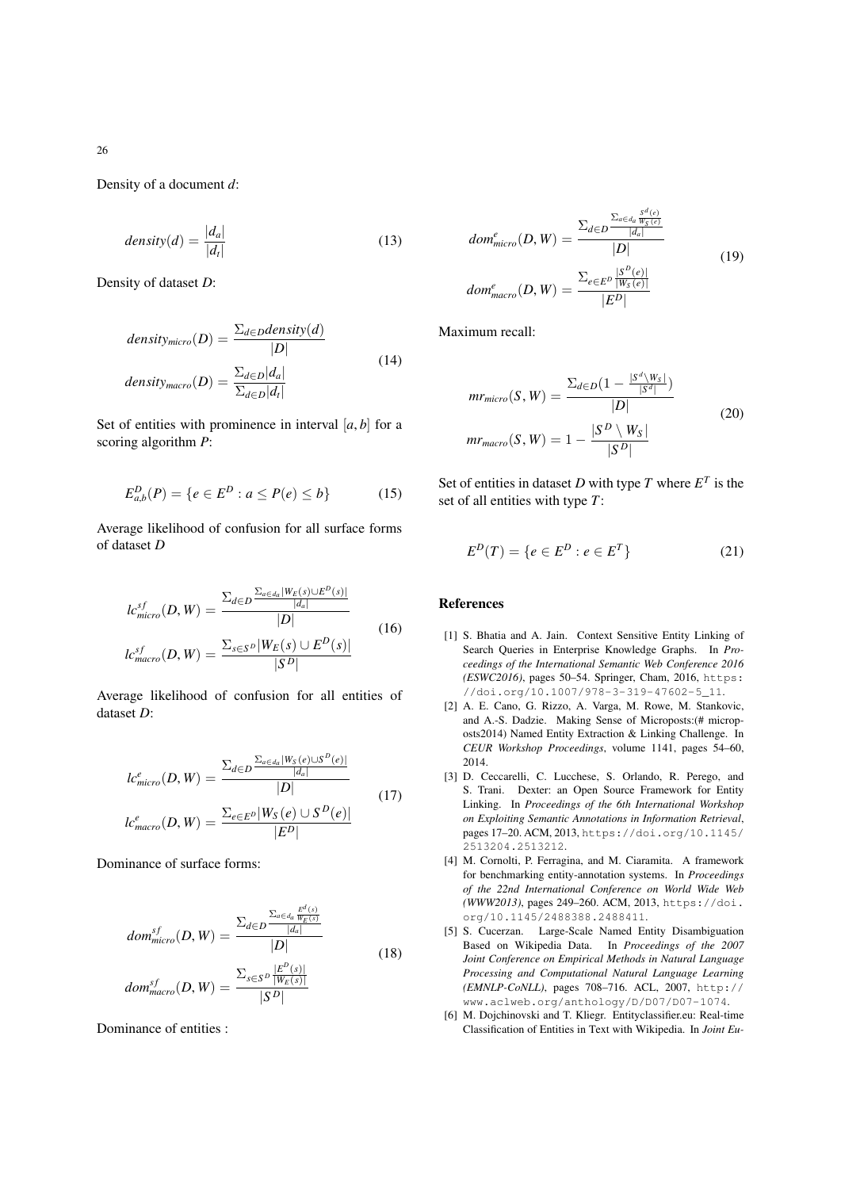Density of a document $d$:

$$density(d) = \frac{|d_a|}{|d_t|} \tag{13}$$

Density of dataset $D$:

$$\begin{aligned} density_{micro}(D) &= \frac{\Sigma_{d \in D} density(d)}{|D|} \\ density_{macro}(D) &= \frac{\Sigma_{d \in D} |d_a|}{\Sigma_{d \in D} |d_t|} \end{aligned} \tag{14}$$

Set of entities with prominence in interval $[a, b]$ for a scoring algorithm $P$:

$$E^D_{a,b}(P) = \{e \in E^D : a \leq P(e) \leq b\} \tag{15}$$

Average likelihood of confusion for all surface forms of dataset $D$

$$\begin{aligned} lc^{sf}_{micro}(D, W) &= \frac{\Sigma_{d \in D} \frac{\Sigma_{a \in d_a} |W_E(s) \cup E^D(s)|}{|d_a|}}{|D|} \\ lc^{sf}_{macro}(D, W) &= \frac{\Sigma_{s \in S^D} |W_E(s) \cup E^D(s)|}{|S^D|} \end{aligned} \tag{16}$$

Average likelihood of confusion for all entities of dataset $D$:

$$\begin{aligned} lc^{e}_{micro}(D, W) &= \frac{\Sigma_{d \in D} \frac{\Sigma_{a \in d_a} |W_S(e) \cup S^D(e)|}{|d_a|}}{|D|} \\ lc^{e}_{macro}(D, W) &= \frac{\Sigma_{e \in E^D} |W_S(e) \cup S^D(e)|}{|E^D|} \end{aligned} \tag{17}$$

Dominance of surface forms:

$$\begin{aligned} dom^{sf}_{micro}(D, W) &= \frac{\Sigma_{d \in D} \frac{\Sigma_{a \in d_a} \frac{E^d(s)}{W_E(s)}}{|d_a|}}{|D|} \\ dom^{sf}_{macro}(D, W) &= \frac{\Sigma_{s \in S^D} \frac{|E^D(s)|}{|W_E(s)|}}{|S^D|} \end{aligned} \tag{18}$$

Dominance of entities :

$$\begin{aligned} dom^{e}_{micro}(D, W) &= \frac{\Sigma_{d \in D} \frac{\Sigma_{a \in d_a} \frac{S^d(e)}{W_S(e)}}{|d_a|}}{|D|} \\ dom^{e}_{macro}(D, W) &= \frac{\Sigma_{e \in E^D} \frac{|S^D(e)|}{|W_S(e)|}}{|E^D|} \end{aligned} \tag{19}$$

Maximum recall:

$$\begin{aligned} mr_{micro}(S, W) &= \frac{\Sigma_{d \in D} (1 - \frac{|S^d \setminus W_S|}{|S^d|})}{|D|} \\ mr_{macro}(S, W) &= 1 - \frac{|S^D \setminus W_S|}{|S^D|} \end{aligned} \tag{20}$$

Set of entities in dataset $D$ with type $T$ where $E^T$ is the set of all entities with type $T$:

$$E^D(T) = \{e \in E^D : e \in E^T\} \tag{21}$$

## References

[1] S. Bhatia and A. Jain. Context Sensitive Entity Linking of Search Queries in Enterprise Knowledge Graphs. In *Proceedings of the International Semantic Web Conference 2016 (ESWC2016)*, pages 50–54. Springer, Cham, 2016, https://doi.org/10.1007/978-3-319-47602-5_11.

[2] A. E. Cano, G. Rizzo, A. Varga, M. Rowe, M. Stankovic, and A.-S. Dadzie. Making Sense of Microposts:(# microposts2014) Named Entity Extraction & Linking Challenge. In *CEUR Workshop Proceedings*, volume 1141, pages 54–60, 2014.

[3] D. Ceccarelli, C. Lucchese, S. Orlando, R. Perego, and S. Trani. Dexter: an Open Source Framework for Entity Linking. In *Proceedings of the 6th International Workshop on Exploiting Semantic Annotations in Information Retrieval*, pages 17–20. ACM, 2013, https://doi.org/10.1145/2513204.2513212.

[4] M. Cornolti, P. Ferragina, and M. Ciaramita. A framework for benchmarking entity-annotation systems. In *Proceedings of the 22nd International Conference on World Wide Web (WWW2013)*, pages 249–260. ACM, 2013, https://doi.org/10.1145/2488388.2488411.

[5] S. Cucerzan. Large-Scale Named Entity Disambiguation Based on Wikipedia Data. In *Proceedings of the 2007 Joint Conference on Empirical Methods in Natural Language Processing and Computational Natural Language Learning (EMNLP-CoNLL)*, pages 708–716. ACL, 2007, http://www.aclweb.org/anthology/D/D07/D07-1074.

[6] M. Dojchinovski and T. Kliegr. Entityclassifier.eu: Real-time Classification of Entities in Text with Wikipedia. In *Joint Eu-*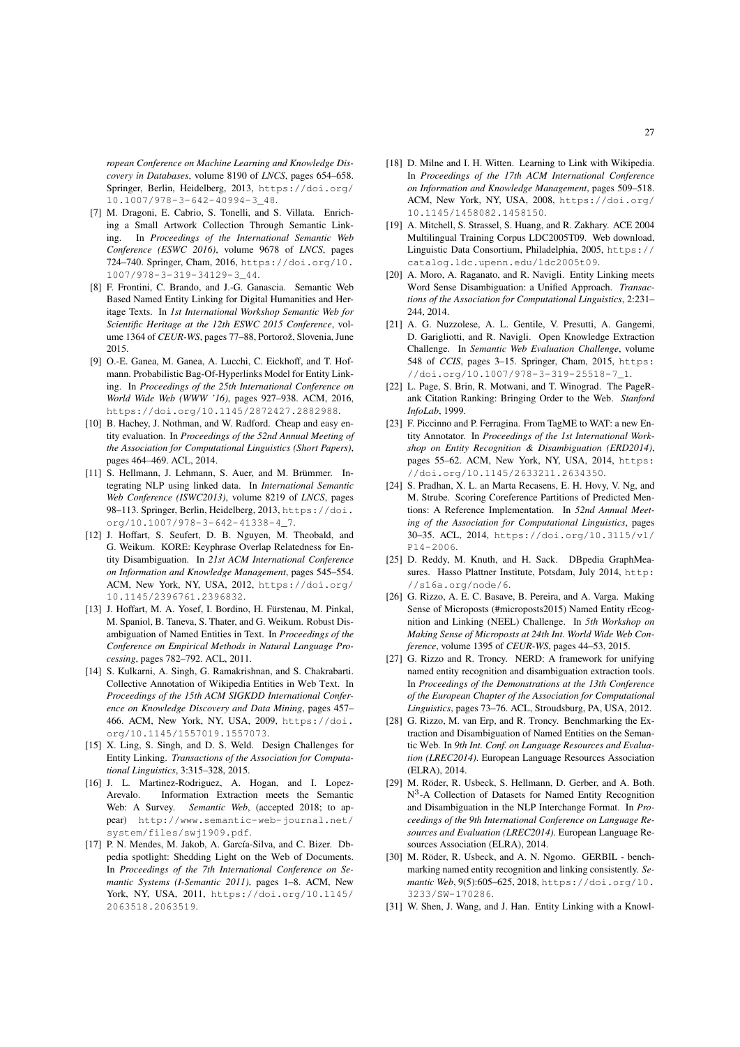*ropean Conference on Machine Learning and Knowledge Discovery in Databases*, volume 8190 of *LNCS*, pages 654–658. Springer, Berlin, Heidelberg, 2013, https://doi.org/10.1007/978-3-642-40994-3_48.

[7] M. Dragoni, E. Cabrio, S. Tonelli, and S. Villata. Enriching a Small Artwork Collection Through Semantic Linking. In *Proceedings of the International Semantic Web Conference (ESWC 2016)*, volume 9678 of *LNCS*, pages 724–740. Springer, Cham, 2016, https://doi.org/10.1007/978-3-319-34129-3_44.

[8] F. Frontini, C. Brando, and J.-G. Ganascia. Semantic Web Based Named Entity Linking for Digital Humanities and Heritage Texts. In *1st International Workshop Semantic Web for Scientific Heritage at the 12th ESWC 2015 Conference*, volume 1364 of *CEUR-WS*, pages 77–88, Portorož, Slovenia, June 2015.

[9] O.-E. Ganea, M. Ganea, A. Lucchi, C. Eickhoff, and T. Hofmann. Probabilistic Bag-Of-Hyperlinks Model for Entity Linking. In *Proceedings of the 25th International Conference on World Wide Web (WWW '16)*, pages 927–938. ACM, 2016, https://doi.org/10.1145/2872427.2882988.

[10] B. Hachey, J. Nothman, and W. Radford. Cheap and easy entity evaluation. In *Proceedings of the 52nd Annual Meeting of the Association for Computational Linguistics (Short Papers)*, pages 464–469. ACL, 2014.

[11] S. Hellmann, J. Lehmann, S. Auer, and M. Brümmer. Integrating NLP using linked data. In *International Semantic Web Conference (ISWC2013)*, volume 8219 of *LNCS*, pages 98–113. Springer, Berlin, Heidelberg, 2013, https://doi.org/10.1007/978-3-642-41338-4_7.

[12] J. Hoffart, S. Seufert, D. B. Nguyen, M. Theobald, and G. Weikum. KORE: Keyphrase Overlap Relatedness for Entity Disambiguation. In *21st ACM International Conference on Information and Knowledge Management*, pages 545–554. ACM, New York, NY, USA, 2012, https://doi.org/10.1145/2396761.2396832.

[13] J. Hoffart, M. A. Yosef, I. Bordino, H. Fürstenau, M. Pinkal, M. Spaniol, B. Taneva, S. Thater, and G. Weikum. Robust Disambiguation of Named Entities in Text. In *Proceedings of the Conference on Empirical Methods in Natural Language Processing*, pages 782–792. ACL, 2011.

[14] S. Kulkarni, A. Singh, G. Ramakrishnan, and S. Chakrabarti. Collective Annotation of Wikipedia Entities in Web Text. In *Proceedings of the 15th ACM SIGKDD International Conference on Knowledge Discovery and Data Mining*, pages 457–466. ACM, New York, NY, USA, 2009, https://doi.org/10.1145/1557019.1557073.

[15] X. Ling, S. Singh, and D. S. Weld. Design Challenges for Entity Linking. *Transactions of the Association for Computational Linguistics*, 3:315–328, 2015.

[16] J. L. Martinez-Rodriguez, A. Hogan, and I. Lopez-Arevalo. Information Extraction meets the Semantic Web: A Survey. *Semantic Web*, (accepted 2018; to appear) http://www.semantic-web-journal.net/system/files/swj1909.pdf.

[17] P. N. Mendes, M. Jakob, A. García-Silva, and C. Bizer. Dbpedia spotlight: Shedding Light on the Web of Documents. In *Proceedings of the 7th International Conference on Semantic Systems (I-Semantic 2011)*, pages 1–8. ACM, New York, NY, USA, 2011, https://doi.org/10.1145/2063518.2063519.

[18] D. Milne and I. H. Witten. Learning to Link with Wikipedia. In *Proceedings of the 17th ACM International Conference on Information and Knowledge Management*, pages 509–518. ACM, New York, NY, USA, 2008, https://doi.org/10.1145/1458082.1458150.

[19] A. Mitchell, S. Strassel, S. Huang, and R. Zakhary. ACE 2004 Multilingual Training Corpus LDC2005T09. Web download, Linguistic Data Consortium, Philadelphia, 2005, https://catalog.ldc.upenn.edu/ldc2005t09.

[20] A. Moro, A. Raganato, and R. Navigli. Entity Linking meets Word Sense Disambiguation: a Unified Approach. *Transactions of the Association for Computational Linguistics*, 2:231–244, 2014.

[21] A. G. Nuzzolese, A. L. Gentile, V. Presutti, A. Gangemi, D. Garigliotti, and R. Navigli. Open Knowledge Extraction Challenge. In *Semantic Web Evaluation Challenge*, volume 548 of *CCIS*, pages 3–15. Springer, Cham, 2015, https://doi.org/10.1007/978-3-319-25518-7_1.

[22] L. Page, S. Brin, R. Motwani, and T. Winograd. The PageRank Citation Ranking: Bringing Order to the Web. *Stanford InfoLab*, 1999.

[23] F. Piccinno and P. Ferragina. From TagME to WAT: a new Entity Annotator. In *Proceedings of the 1st International Workshop on Entity Recognition & Disambiguation (ERD2014)*, pages 55–62. ACM, New York, NY, USA, 2014, https://doi.org/10.1145/2633211.2634350.

[24] S. Pradhan, X. L. an Marta Recasens, E. H. Hovy, V. Ng, and M. Strube. Scoring Coreference Partitions of Predicted Mentions: A Reference Implementation. In *52nd Annual Meeting of the Association for Computational Linguistics*, pages 30–35. ACL, 2014, https://doi.org/10.3115/v1/P14-2006.

[25] D. Reddy, M. Knuth, and H. Sack. DBpedia GraphMeasures. Hasso Plattner Institute, Potsdam, July 2014, http://s16a.org/node/6.

[26] G. Rizzo, A. E. C. Basave, B. Pereira, and A. Varga. Making Sense of Microposts (#microposts2015) Named Entity rEcognition and Linking (NEEL) Challenge. In *5th Workshop on Making Sense of Microposts at 24th Int. World Wide Web Conference*, volume 1395 of *CEUR-WS*, pages 44–53, 2015.

[27] G. Rizzo and R. Troncy. NERD: A framework for unifying named entity recognition and disambiguation extraction tools. In *Proceedings of the Demonstrations at the 13th Conference of the European Chapter of the Association for Computational Linguistics*, pages 73–76. ACL, Stroudsburg, PA, USA, 2012.

[28] G. Rizzo, M. van Erp, and R. Troncy. Benchmarking the Extraction and Disambiguation of Named Entities on the Semantic Web. In *9th Int. Conf. on Language Resources and Evaluation (LREC2014)*. European Language Resources Association (ELRA), 2014.

[29] M. Röder, R. Usbeck, S. Hellmann, D. Gerber, and A. Both. $N^3$-A Collection of Datasets for Named Entity Recognition and Disambiguation in the NLP Interchange Format. In *Proceedings of the 9th International Conference on Language Resources and Evaluation (LREC2014)*. European Language Resources Association (ELRA), 2014.

[30] M. Röder, R. Usbeck, and A. N. Ngomo. GERBIL - benchmarking named entity recognition and linking consistently. *Semantic Web*, 9(5):605–625, 2018, https://doi.org/10.3233/SW-170286.

[31] W. Shen, J. Wang, and J. Han. Entity Linking with a Knowl-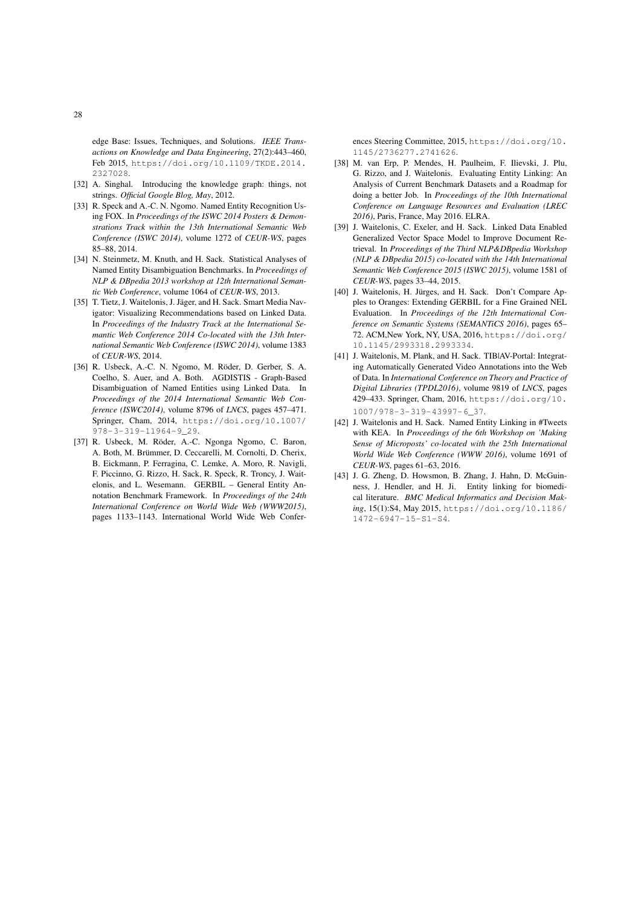edge Base: Issues, Techniques, and Solutions. *IEEE Transactions on Knowledge and Data Engineering*, 27(2):443–460, Feb 2015, https://doi.org/10.1109/TKDE.2014.2327028.

[32] A. Singhal. Introducing the knowledge graph: things, not strings. *Official Google Blog, May*, 2012.

[33] R. Speck and A.-C. N. Ngomo. Named Entity Recognition Using FOX. In *Proceedings of the ISWC 2014 Posters & Demonstrations Track within the 13th International Semantic Web Conference (ISWC 2014)*, volume 1272 of *CEUR-WS*, pages 85–88, 2014.

[34] N. Steinmetz, M. Knuth, and H. Sack. Statistical Analyses of Named Entity Disambiguation Benchmarks. In *Proceedings of NLP & DBpedia 2013 workshop at 12th International Semantic Web Conference*, volume 1064 of *CEUR-WS*, 2013.

[35] T. Tietz, J. Waitelonis, J. Jäger, and H. Sack. Smart Media Navigator: Visualizing Recommendations based on Linked Data. In *Proceedings of the Industry Track at the International Semantic Web Conference 2014 Co-located with the 13th International Semantic Web Conference (ISWC 2014)*, volume 1383 of *CEUR-WS*, 2014.

[36] R. Usbeck, A.-C. N. Ngomo, M. Röder, D. Gerber, S. A. Coelho, S. Auer, and A. Both. AGDISTIS - Graph-Based Disambiguation of Named Entities using Linked Data. In *Proceedings of the 2014 International Semantic Web Conference (ISWC2014)*, volume 8796 of *LNCS*, pages 457–471. Springer, Cham, 2014, https://doi.org/10.1007/978-3-319-11964-9_29.

[37] R. Usbeck, M. Röder, A.-C. Ngonga Ngomo, C. Baron, A. Both, M. Brümmer, D. Ceccarelli, M. Cornolti, D. Cherix, B. Eickmann, P. Ferragina, C. Lemke, A. Moro, R. Navigli, F. Piccinno, G. Rizzo, H. Sack, R. Speck, R. Troncy, J. Waitelonis, and L. Wesemann. GERBIL – General Entity Annotation Benchmark Framework. In *Proceedings of the 24th International Conference on World Wide Web (WWW2015)*, pages 1133–1143. International World Wide Web Conferences Steering Committee, 2015, https://doi.org/10.1145/2736277.2741626.

[38] M. van Erp, P. Mendes, H. Paulheim, F. Ilievski, J. Plu, G. Rizzo, and J. Waitelonis. Evaluating Entity Linking: An Analysis of Current Benchmark Datasets and a Roadmap for doing a better Job. In *Proceedings of the 10th International Conference on Language Resources and Evaluation (LREC 2016)*, Paris, France, May 2016. ELRA.

[39] J. Waitelonis, C. Exeler, and H. Sack. Linked Data Enabled Generalized Vector Space Model to Improve Document Retrieval. In *Proceedings of the Third NLP&DBpedia Workshop (NLP & DBpedia 2015) co-located with the 14th International Semantic Web Conference 2015 (ISWC 2015)*, volume 1581 of *CEUR-WS*, pages 33–44, 2015.

[40] J. Waitelonis, H. Jürges, and H. Sack. Don't Compare Apples to Oranges: Extending GERBIL for a Fine Grained NEL Evaluation. In *Proceedings of the 12th International Conference on Semantic Systems (SEMANTiCS 2016)*, pages 65–72. ACM,New York, NY, USA, 2016, https://doi.org/10.1145/2993318.2993334.

[41] J. Waitelonis, M. Plank, and H. Sack. TIB|AV-Portal: Integrating Automatically Generated Video Annotations into the Web of Data. In *International Conference on Theory and Practice of Digital Libraries (TPDL2016)*, volume 9819 of *LNCS*, pages 429–433. Springer, Cham, 2016, https://doi.org/10.1007/978-3-319-43997-6_37.

[42] J. Waitelonis and H. Sack. Named Entity Linking in #Tweets with KEA. In *Proceedings of the 6th Workshop on 'Making Sense of Microposts' co-located with the 25th International World Wide Web Conference (WWW 2016)*, volume 1691 of *CEUR-WS*, pages 61–63, 2016.

[43] J. G. Zheng, D. Howsmon, B. Zhang, J. Hahn, D. McGuinness, J. Hendler, and H. Ji. Entity linking for biomedical literature. *BMC Medical Informatics and Decision Making*, 15(1):S4, May 2015, https://doi.org/10.1186/1472-6947-15-S1-S4.